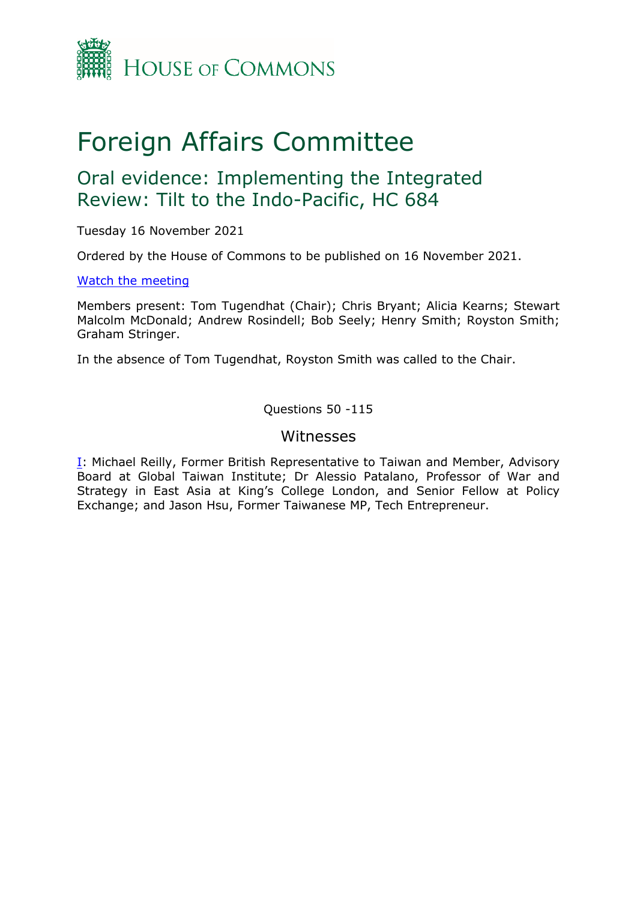House of Commons

# Foreign Affairs Committee

## Oral evidence: Implementing the Integrated Review: Tilt to the Indo-Pacific, HC 684

Tuesday 16 November 2021

Ordered by the House of Commons to be published on 16 November 2021.

[Watch the meeting]()

Members present: Tom Tugendhat (Chair); Chris Bryant; Alicia Kearns; Stewart Malcolm McDonald; Andrew Rosindell; Bob Seely; Henry Smith; Royston Smith; Graham Stringer.

In the absence of Tom Tugendhat, Royston Smith was called to the Chair.

Questions 50 -115

### Witnesses

[I](): Michael Reilly, Former British Representative to Taiwan and Member, Advisory Board at Global Taiwan Institute; Dr Alessio Patalano, Professor of War and Strategy in East Asia at King's College London, and Senior Fellow at Policy Exchange; and Jason Hsu, Former Taiwanese MP, Tech Entrepreneur.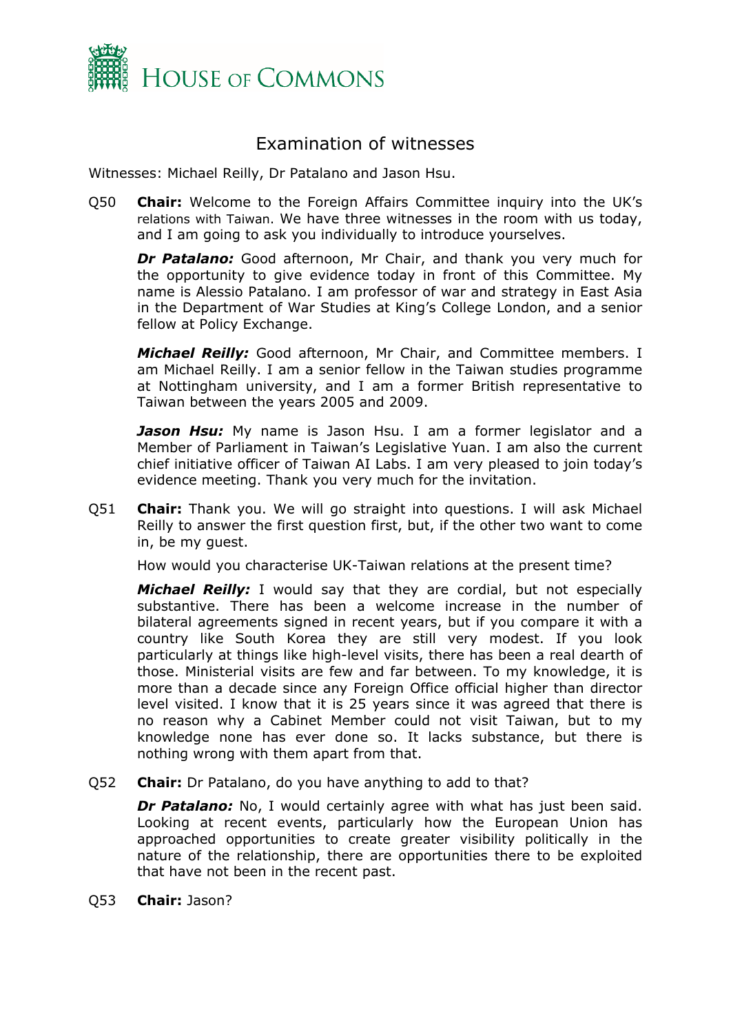# Examination of witnesses

Witnesses: Michael Reilly, Dr Patalano and Jason Hsu.

Q50 **Chair:** Welcome to the Foreign Affairs Committee inquiry into the UK's relations with Taiwan. We have three witnesses in the room with us today, and I am going to ask you individually to introduce yourselves.

***Dr Patalano:*** Good afternoon, Mr Chair, and thank you very much for the opportunity to give evidence today in front of this Committee. My name is Alessio Patalano. I am professor of war and strategy in East Asia in the Department of War Studies at King's College London, and a senior fellow at Policy Exchange.

***Michael Reilly:*** Good afternoon, Mr Chair, and Committee members. I am Michael Reilly. I am a senior fellow in the Taiwan studies programme at Nottingham university, and I am a former British representative to Taiwan between the years 2005 and 2009.

***Jason Hsu:*** My name is Jason Hsu. I am a former legislator and a Member of Parliament in Taiwan's Legislative Yuan. I am also the current chief initiative officer of Taiwan AI Labs. I am very pleased to join today's evidence meeting. Thank you very much for the invitation.

Q51 **Chair:** Thank you. We will go straight into questions. I will ask Michael Reilly to answer the first question first, but, if the other two want to come in, be my guest.

How would you characterise UK-Taiwan relations at the present time?

***Michael Reilly:*** I would say that they are cordial, but not especially substantive. There has been a welcome increase in the number of bilateral agreements signed in recent years, but if you compare it with a country like South Korea they are still very modest. If you look particularly at things like high-level visits, there has been a real dearth of those. Ministerial visits are few and far between. To my knowledge, it is more than a decade since any Foreign Office official higher than director level visited. I know that it is 25 years since it was agreed that there is no reason why a Cabinet Member could not visit Taiwan, but to my knowledge none has ever done so. It lacks substance, but there is nothing wrong with them apart from that.

Q52 **Chair:** Dr Patalano, do you have anything to add to that?

***Dr Patalano:*** No, I would certainly agree with what has just been said. Looking at recent events, particularly how the European Union has approached opportunities to create greater visibility politically in the nature of the relationship, there are opportunities there to be exploited that have not been in the recent past.

Q53 **Chair:** Jason?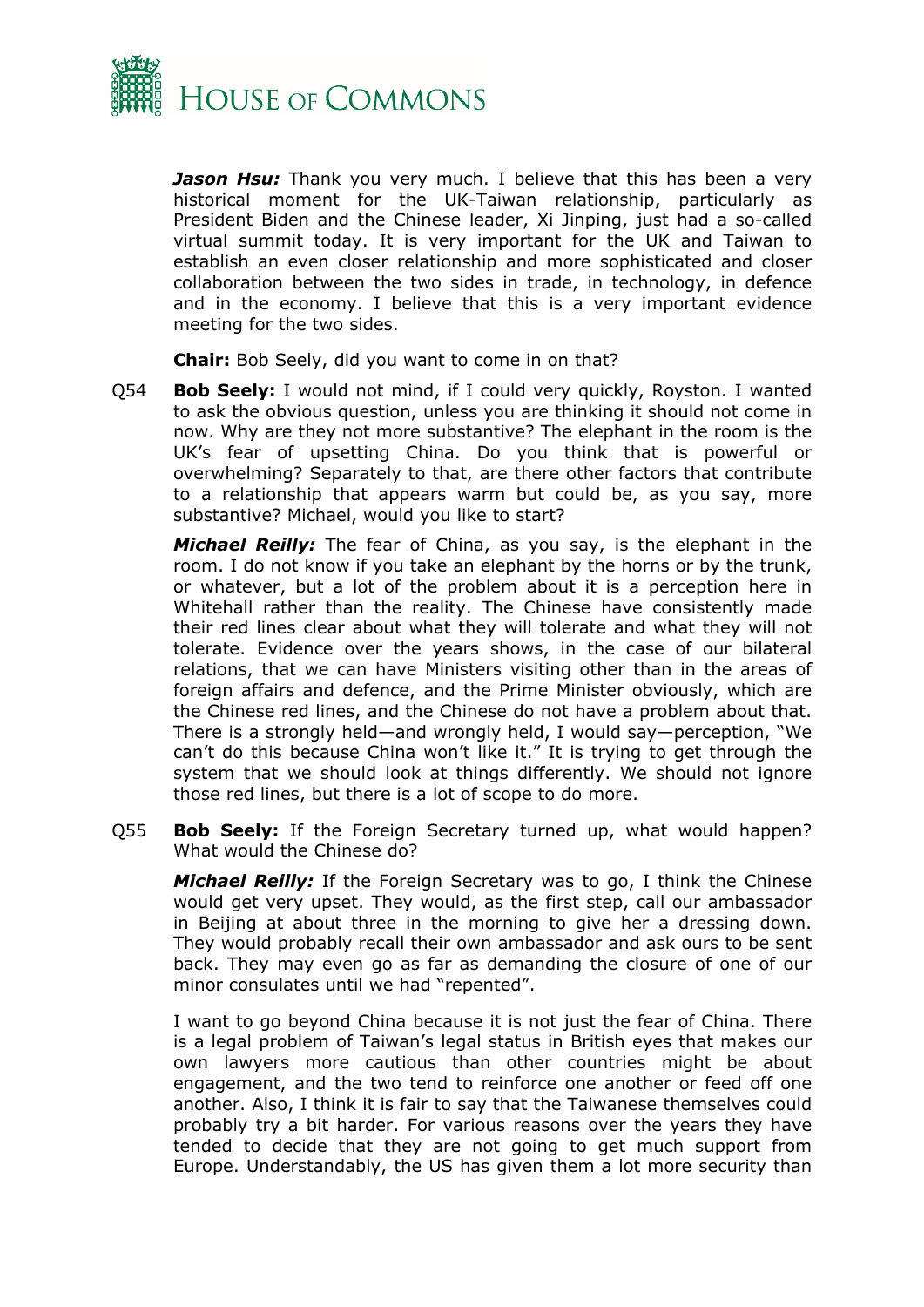***Jason Hsu:*** Thank you very much. I believe that this has been a very historical moment for the UK-Taiwan relationship, particularly as President Biden and the Chinese leader, Xi Jinping, just had a so-called virtual summit today. It is very important for the UK and Taiwan to establish an even closer relationship and more sophisticated and closer collaboration between the two sides in trade, in technology, in defence and in the economy. I believe that this is a very important evidence meeting for the two sides.

**Chair:** Bob Seely, did you want to come in on that?

Q54 **Bob Seely:** I would not mind, if I could very quickly, Royston. I wanted to ask the obvious question, unless you are thinking it should not come in now. Why are they not more substantive? The elephant in the room is the UK's fear of upsetting China. Do you think that is powerful or overwhelming? Separately to that, are there other factors that contribute to a relationship that appears warm but could be, as you say, more substantive? Michael, would you like to start?

***Michael Reilly:*** The fear of China, as you say, is the elephant in the room. I do not know if you take an elephant by the horns or by the trunk, or whatever, but a lot of the problem about it is a perception here in Whitehall rather than the reality. The Chinese have consistently made their red lines clear about what they will tolerate and what they will not tolerate. Evidence over the years shows, in the case of our bilateral relations, that we can have Ministers visiting other than in the areas of foreign affairs and defence, and the Prime Minister obviously, which are the Chinese red lines, and the Chinese do not have a problem about that. There is a strongly held—and wrongly held, I would say—perception, "We can't do this because China won't like it." It is trying to get through the system that we should look at things differently. We should not ignore those red lines, but there is a lot of scope to do more.

Q55 **Bob Seely:** If the Foreign Secretary turned up, what would happen? What would the Chinese do?

***Michael Reilly:*** If the Foreign Secretary was to go, I think the Chinese would get very upset. They would, as the first step, call our ambassador in Beijing at about three in the morning to give her a dressing down. They would probably recall their own ambassador and ask ours to be sent back. They may even go as far as demanding the closure of one of our minor consulates until we had "repented".

I want to go beyond China because it is not just the fear of China. There is a legal problem of Taiwan's legal status in British eyes that makes our own lawyers more cautious than other countries might be about engagement, and the two tend to reinforce one another or feed off one another. Also, I think it is fair to say that the Taiwanese themselves could probably try a bit harder. For various reasons over the years they have tended to decide that they are not going to get much support from Europe. Understandably, the US has given them a lot more security than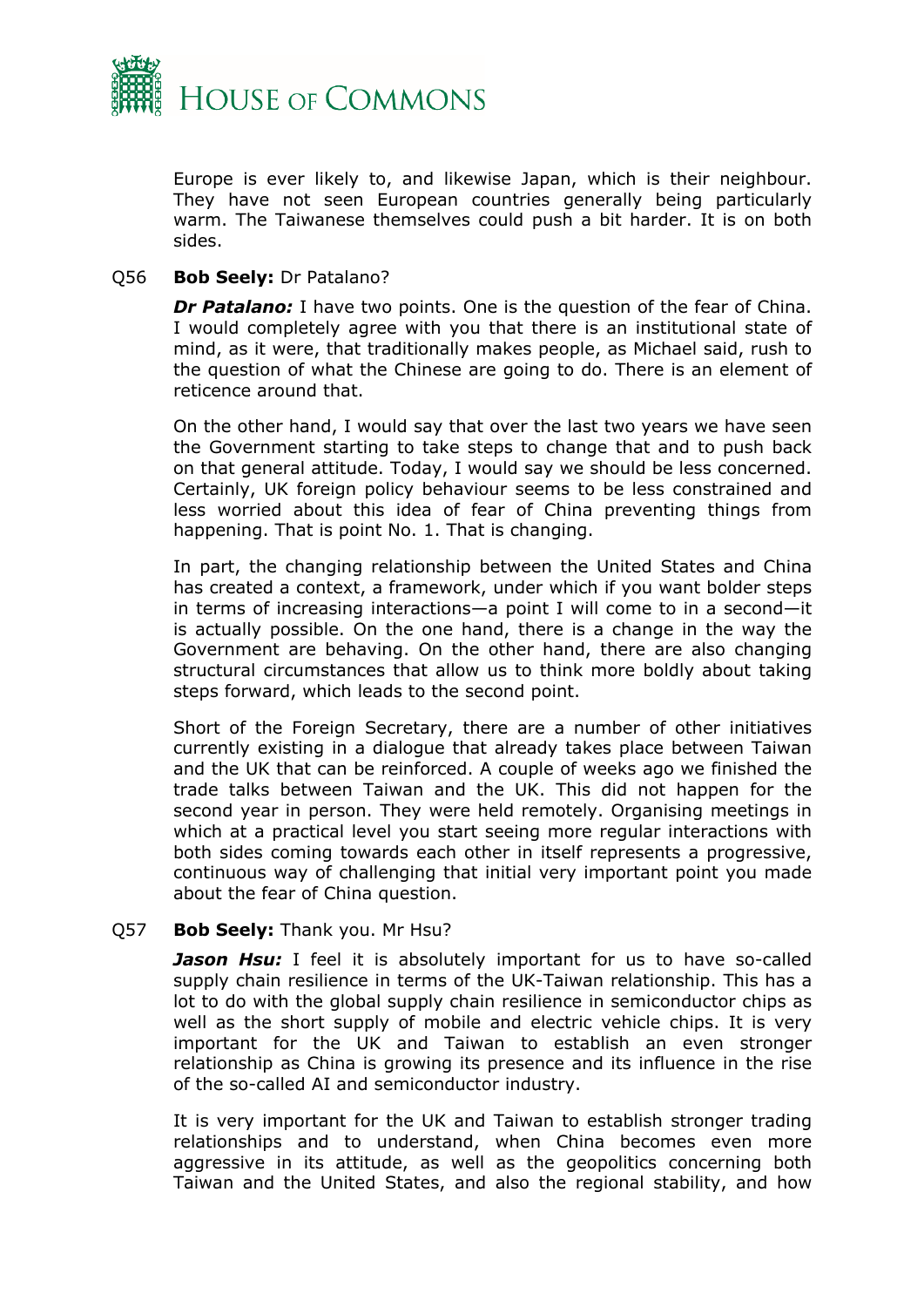Europe is ever likely to, and likewise Japan, which is their neighbour. They have not seen European countries generally being particularly warm. The Taiwanese themselves could push a bit harder. It is on both sides.

Q56 **Bob Seely:** Dr Patalano?

***Dr Patalano:*** I have two points. One is the question of the fear of China. I would completely agree with you that there is an institutional state of mind, as it were, that traditionally makes people, as Michael said, rush to the question of what the Chinese are going to do. There is an element of reticence around that.

On the other hand, I would say that over the last two years we have seen the Government starting to take steps to change that and to push back on that general attitude. Today, I would say we should be less concerned. Certainly, UK foreign policy behaviour seems to be less constrained and less worried about this idea of fear of China preventing things from happening. That is point No. 1. That is changing.

In part, the changing relationship between the United States and China has created a context, a framework, under which if you want bolder steps in terms of increasing interactions—a point I will come to in a second—it is actually possible. On the one hand, there is a change in the way the Government are behaving. On the other hand, there are also changing structural circumstances that allow us to think more boldly about taking steps forward, which leads to the second point.

Short of the Foreign Secretary, there are a number of other initiatives currently existing in a dialogue that already takes place between Taiwan and the UK that can be reinforced. A couple of weeks ago we finished the trade talks between Taiwan and the UK. This did not happen for the second year in person. They were held remotely. Organising meetings in which at a practical level you start seeing more regular interactions with both sides coming towards each other in itself represents a progressive, continuous way of challenging that initial very important point you made about the fear of China question.

Q57 **Bob Seely:** Thank you. Mr Hsu?

***Jason Hsu:*** I feel it is absolutely important for us to have so-called supply chain resilience in terms of the UK-Taiwan relationship. This has a lot to do with the global supply chain resilience in semiconductor chips as well as the short supply of mobile and electric vehicle chips. It is very important for the UK and Taiwan to establish an even stronger relationship as China is growing its presence and its influence in the rise of the so-called AI and semiconductor industry.

It is very important for the UK and Taiwan to establish stronger trading relationships and to understand, when China becomes even more aggressive in its attitude, as well as the geopolitics concerning both Taiwan and the United States, and also the regional stability, and how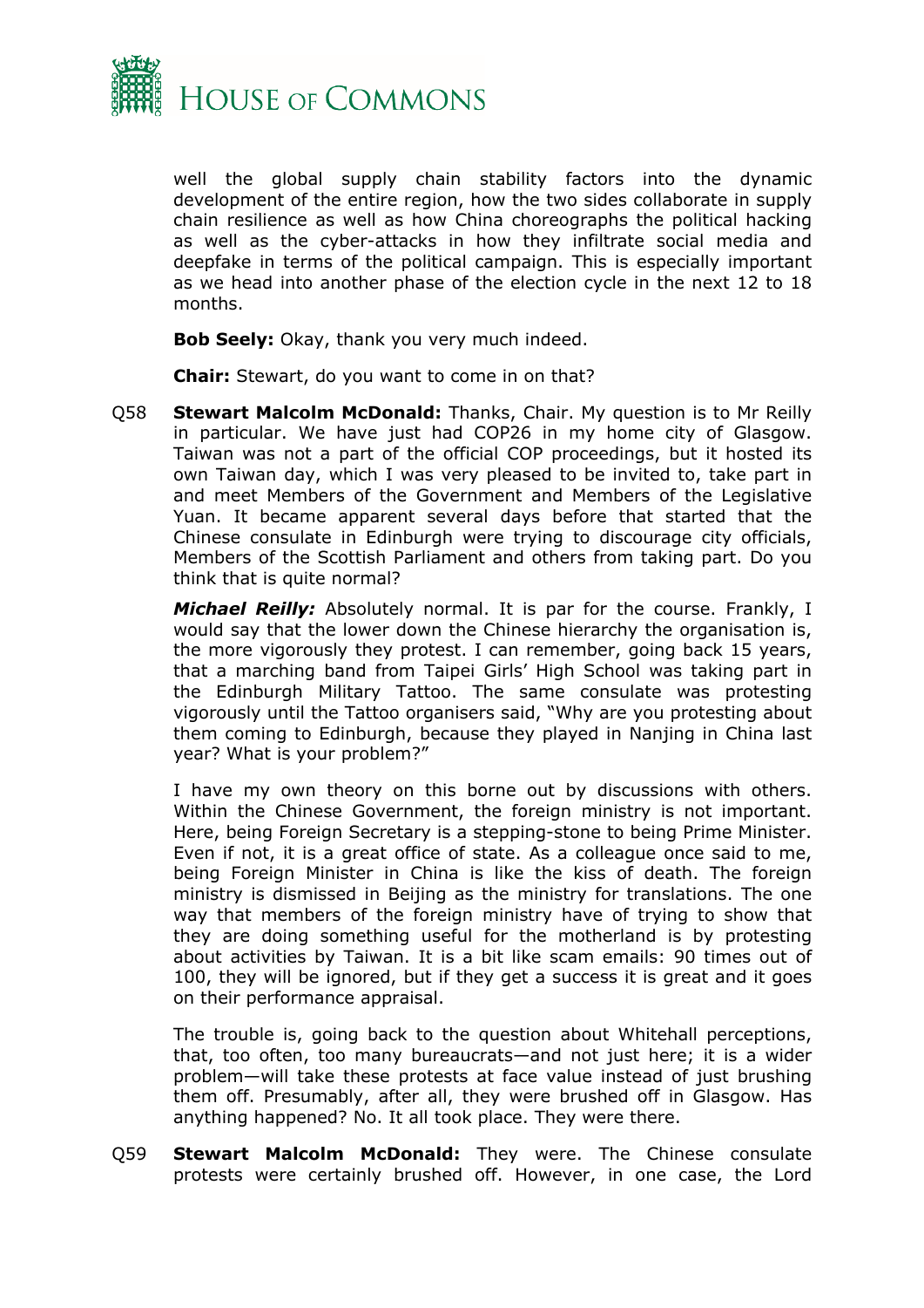well the global supply chain stability factors into the dynamic development of the entire region, how the two sides collaborate in supply chain resilience as well as how China choreographs the political hacking as well as the cyber-attacks in how they infiltrate social media and deepfake in terms of the political campaign. This is especially important as we head into another phase of the election cycle in the next 12 to 18 months.

**Bob Seely:** Okay, thank you very much indeed.

**Chair:** Stewart, do you want to come in on that?

Q58 **Stewart Malcolm McDonald:** Thanks, Chair. My question is to Mr Reilly in particular. We have just had COP26 in my home city of Glasgow. Taiwan was not a part of the official COP proceedings, but it hosted its own Taiwan day, which I was very pleased to be invited to, take part in and meet Members of the Government and Members of the Legislative Yuan. It became apparent several days before that started that the Chinese consulate in Edinburgh were trying to discourage city officials, Members of the Scottish Parliament and others from taking part. Do you think that is quite normal?

***Michael Reilly:*** Absolutely normal. It is par for the course. Frankly, I would say that the lower down the Chinese hierarchy the organisation is, the more vigorously they protest. I can remember, going back 15 years, that a marching band from Taipei Girls' High School was taking part in the Edinburgh Military Tattoo. The same consulate was protesting vigorously until the Tattoo organisers said, "Why are you protesting about them coming to Edinburgh, because they played in Nanjing in China last year? What is your problem?"

I have my own theory on this borne out by discussions with others. Within the Chinese Government, the foreign ministry is not important. Here, being Foreign Secretary is a stepping-stone to being Prime Minister. Even if not, it is a great office of state. As a colleague once said to me, being Foreign Minister in China is like the kiss of death. The foreign ministry is dismissed in Beijing as the ministry for translations. The one way that members of the foreign ministry have of trying to show that they are doing something useful for the motherland is by protesting about activities by Taiwan. It is a bit like scam emails: 90 times out of 100, they will be ignored, but if they get a success it is great and it goes on their performance appraisal.

The trouble is, going back to the question about Whitehall perceptions, that, too often, too many bureaucrats—and not just here; it is a wider problem—will take these protests at face value instead of just brushing them off. Presumably, after all, they were brushed off in Glasgow. Has anything happened? No. It all took place. They were there.

Q59 **Stewart Malcolm McDonald:** They were. The Chinese consulate protests were certainly brushed off. However, in one case, the Lord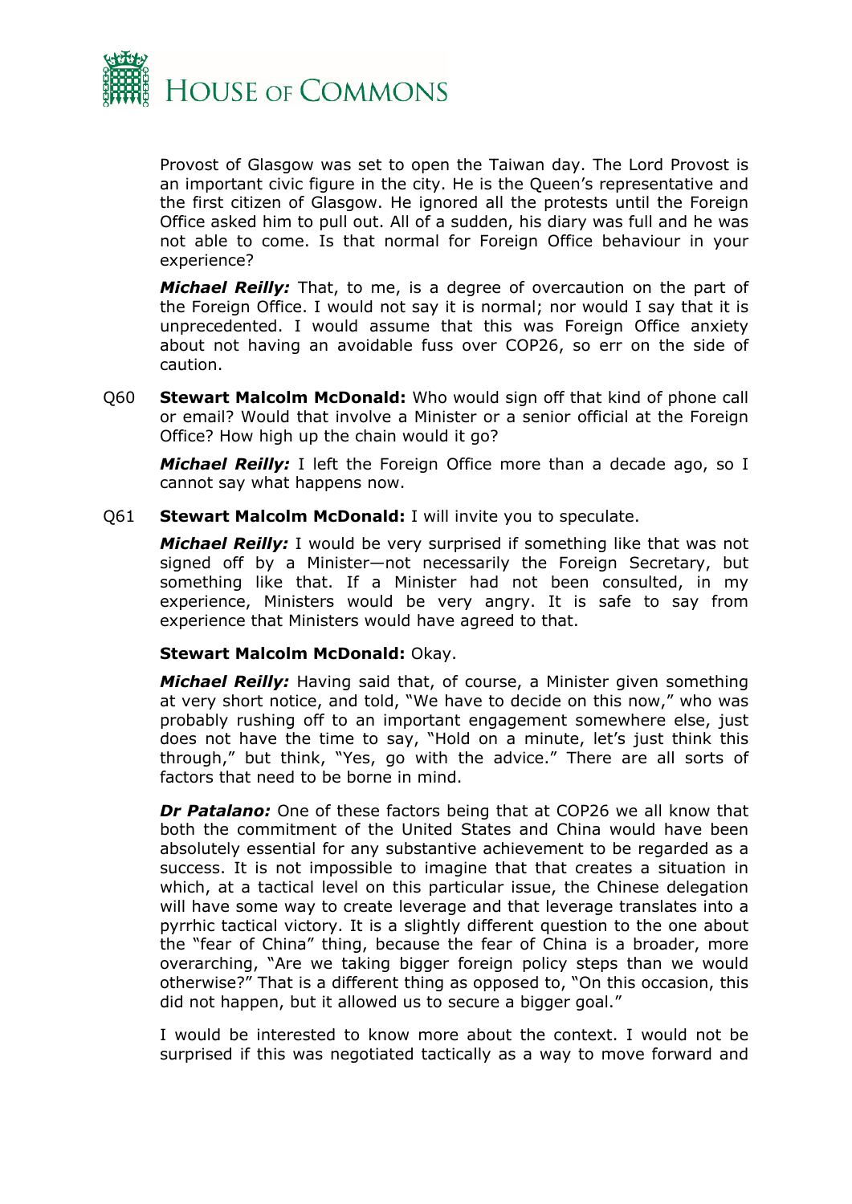Provost of Glasgow was set to open the Taiwan day. The Lord Provost is an important civic figure in the city. He is the Queen's representative and the first citizen of Glasgow. He ignored all the protests until the Foreign Office asked him to pull out. All of a sudden, his diary was full and he was not able to come. Is that normal for Foreign Office behaviour in your experience?

***Michael Reilly:*** That, to me, is a degree of overcaution on the part of the Foreign Office. I would not say it is normal; nor would I say that it is unprecedented. I would assume that this was Foreign Office anxiety about not having an avoidable fuss over COP26, so err on the side of caution.

Q60 **Stewart Malcolm McDonald:** Who would sign off that kind of phone call or email? Would that involve a Minister or a senior official at the Foreign Office? How high up the chain would it go?

***Michael Reilly:*** I left the Foreign Office more than a decade ago, so I cannot say what happens now.

Q61 **Stewart Malcolm McDonald:** I will invite you to speculate.

***Michael Reilly:*** I would be very surprised if something like that was not signed off by a Minister—not necessarily the Foreign Secretary, but something like that. If a Minister had not been consulted, in my experience, Ministers would be very angry. It is safe to say from experience that Ministers would have agreed to that.

**Stewart Malcolm McDonald:** Okay.

***Michael Reilly:*** Having said that, of course, a Minister given something at very short notice, and told, "We have to decide on this now," who was probably rushing off to an important engagement somewhere else, just does not have the time to say, "Hold on a minute, let's just think this through," but think, "Yes, go with the advice." There are all sorts of factors that need to be borne in mind.

***Dr Patalano:*** One of these factors being that at COP26 we all know that both the commitment of the United States and China would have been absolutely essential for any substantive achievement to be regarded as a success. It is not impossible to imagine that that creates a situation in which, at a tactical level on this particular issue, the Chinese delegation will have some way to create leverage and that leverage translates into a pyrrhic tactical victory. It is a slightly different question to the one about the "fear of China" thing, because the fear of China is a broader, more overarching, "Are we taking bigger foreign policy steps than we would otherwise?" That is a different thing as opposed to, "On this occasion, this did not happen, but it allowed us to secure a bigger goal."

I would be interested to know more about the context. I would not be surprised if this was negotiated tactically as a way to move forward and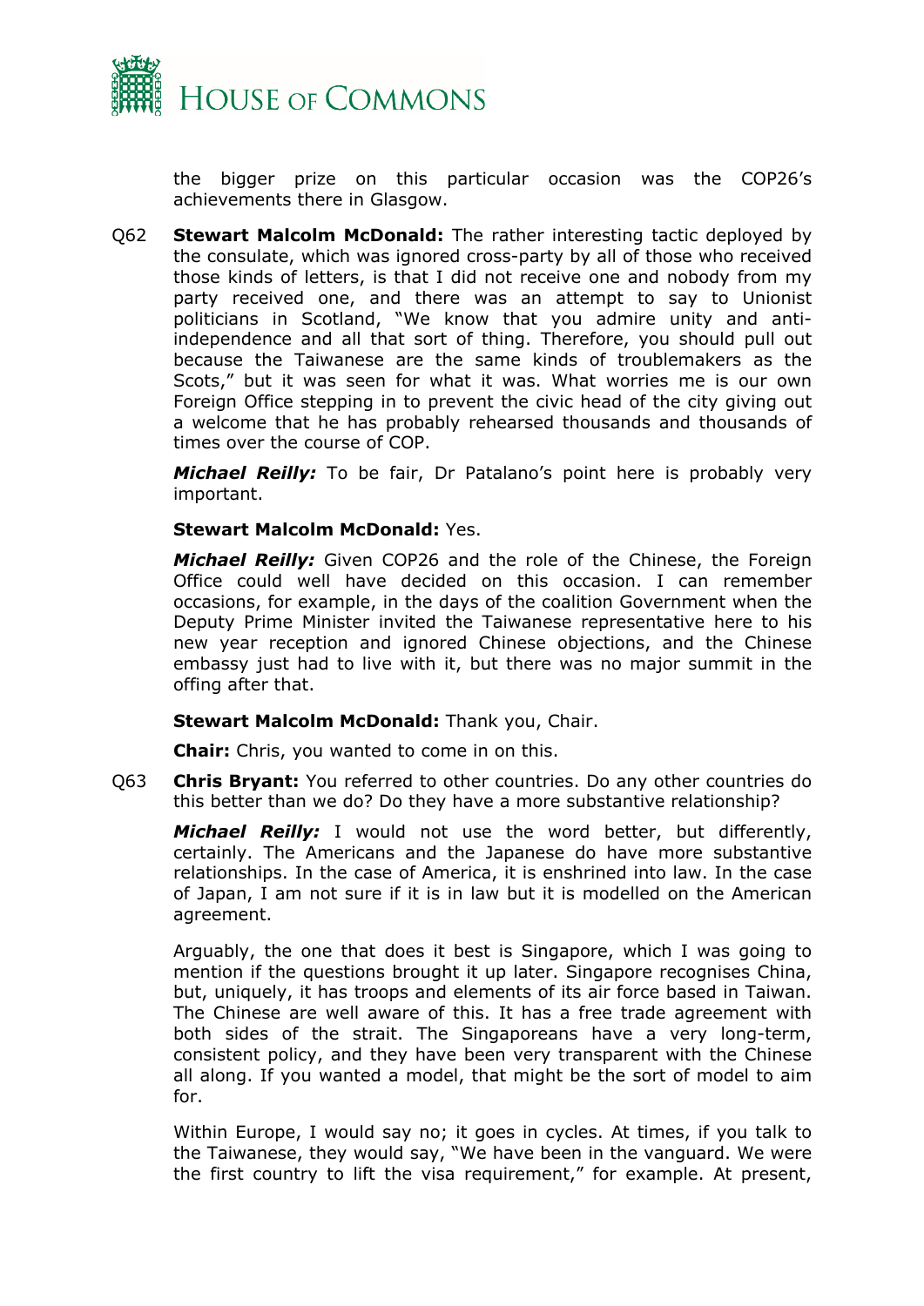the bigger prize on this particular occasion was the COP26's achievements there in Glasgow.

Q62 **Stewart Malcolm McDonald:** The rather interesting tactic deployed by the consulate, which was ignored cross-party by all of those who received those kinds of letters, is that I did not receive one and nobody from my party received one, and there was an attempt to say to Unionist politicians in Scotland, "We know that you admire unity and anti-independence and all that sort of thing. Therefore, you should pull out because the Taiwanese are the same kinds of troublemakers as the Scots," but it was seen for what it was. What worries me is our own Foreign Office stepping in to prevent the civic head of the city giving out a welcome that he has probably rehearsed thousands and thousands of times over the course of COP.

***Michael Reilly:*** To be fair, Dr Patalano's point here is probably very important.

**Stewart Malcolm McDonald:** Yes.

***Michael Reilly:*** Given COP26 and the role of the Chinese, the Foreign Office could well have decided on this occasion. I can remember occasions, for example, in the days of the coalition Government when the Deputy Prime Minister invited the Taiwanese representative here to his new year reception and ignored Chinese objections, and the Chinese embassy just had to live with it, but there was no major summit in the offing after that.

**Stewart Malcolm McDonald:** Thank you, Chair.

**Chair:** Chris, you wanted to come in on this.

Q63 **Chris Bryant:** You referred to other countries. Do any other countries do this better than we do? Do they have a more substantive relationship?

***Michael Reilly:*** I would not use the word better, but differently, certainly. The Americans and the Japanese do have more substantive relationships. In the case of America, it is enshrined into law. In the case of Japan, I am not sure if it is in law but it is modelled on the American agreement.

Arguably, the one that does it best is Singapore, which I was going to mention if the questions brought it up later. Singapore recognises China, but, uniquely, it has troops and elements of its air force based in Taiwan. The Chinese are well aware of this. It has a free trade agreement with both sides of the strait. The Singaporeans have a very long-term, consistent policy, and they have been very transparent with the Chinese all along. If you wanted a model, that might be the sort of model to aim for.

Within Europe, I would say no; it goes in cycles. At times, if you talk to the Taiwanese, they would say, "We have been in the vanguard. We were the first country to lift the visa requirement," for example. At present,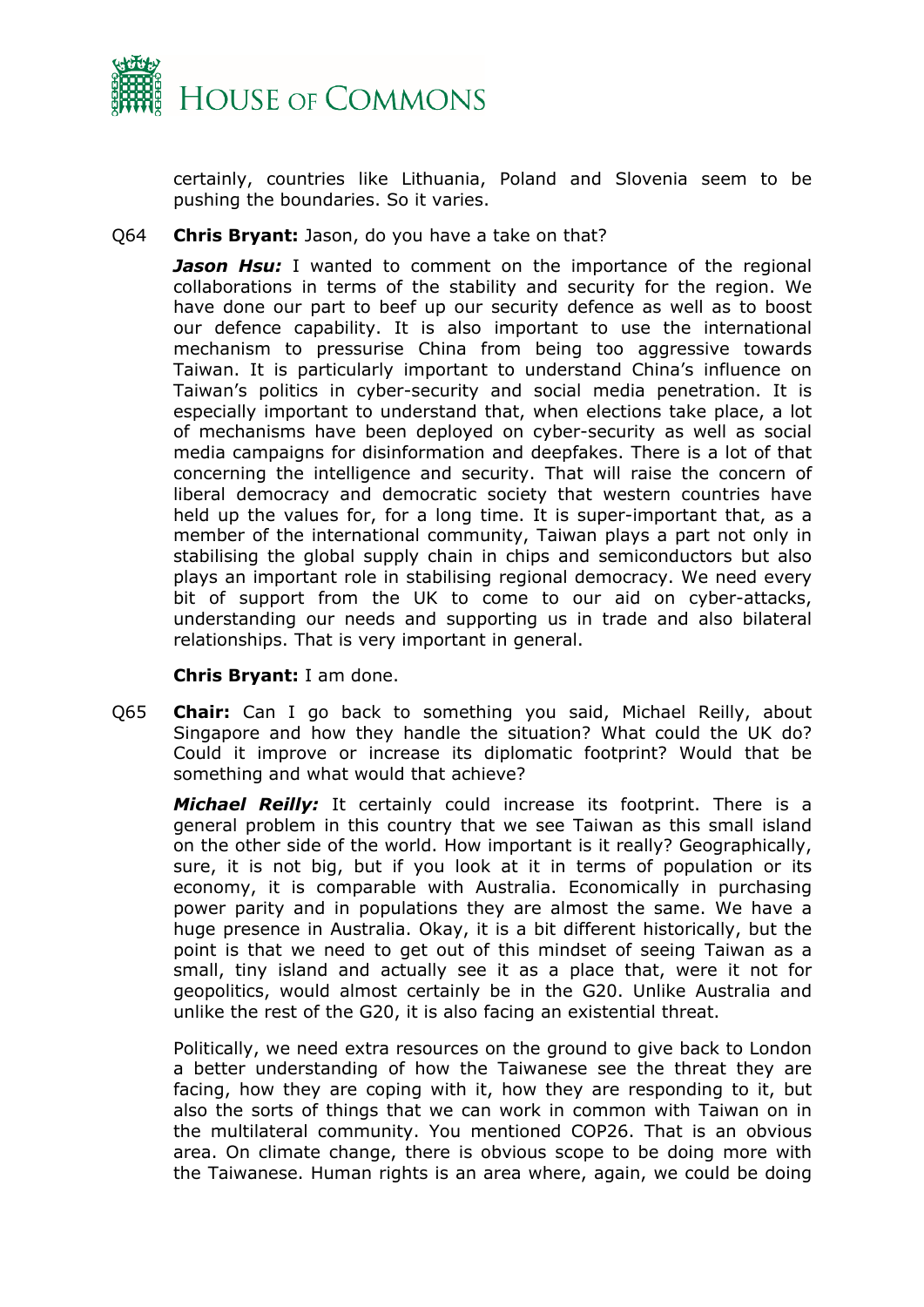certainly, countries like Lithuania, Poland and Slovenia seem to be pushing the boundaries. So it varies.

Q64 **Chris Bryant:** Jason, do you have a take on that?

***Jason Hsu:*** I wanted to comment on the importance of the regional collaborations in terms of the stability and security for the region. We have done our part to beef up our security defence as well as to boost our defence capability. It is also important to use the international mechanism to pressurise China from being too aggressive towards Taiwan. It is particularly important to understand China's influence on Taiwan's politics in cyber-security and social media penetration. It is especially important to understand that, when elections take place, a lot of mechanisms have been deployed on cyber-security as well as social media campaigns for disinformation and deepfakes. There is a lot of that concerning the intelligence and security. That will raise the concern of liberal democracy and democratic society that western countries have held up the values for, for a long time. It is super-important that, as a member of the international community, Taiwan plays a part not only in stabilising the global supply chain in chips and semiconductors but also plays an important role in stabilising regional democracy. We need every bit of support from the UK to come to our aid on cyber-attacks, understanding our needs and supporting us in trade and also bilateral relationships. That is very important in general.

**Chris Bryant:** I am done.

Q65 **Chair:** Can I go back to something you said, Michael Reilly, about Singapore and how they handle the situation? What could the UK do? Could it improve or increase its diplomatic footprint? Would that be something and what would that achieve?

***Michael Reilly:*** It certainly could increase its footprint. There is a general problem in this country that we see Taiwan as this small island on the other side of the world. How important is it really? Geographically, sure, it is not big, but if you look at it in terms of population or its economy, it is comparable with Australia. Economically in purchasing power parity and in populations they are almost the same. We have a huge presence in Australia. Okay, it is a bit different historically, but the point is that we need to get out of this mindset of seeing Taiwan as a small, tiny island and actually see it as a place that, were it not for geopolitics, would almost certainly be in the G20. Unlike Australia and unlike the rest of the G20, it is also facing an existential threat.

Politically, we need extra resources on the ground to give back to London a better understanding of how the Taiwanese see the threat they are facing, how they are coping with it, how they are responding to it, but also the sorts of things that we can work in common with Taiwan on in the multilateral community. You mentioned COP26. That is an obvious area. On climate change, there is obvious scope to be doing more with the Taiwanese. Human rights is an area where, again, we could be doing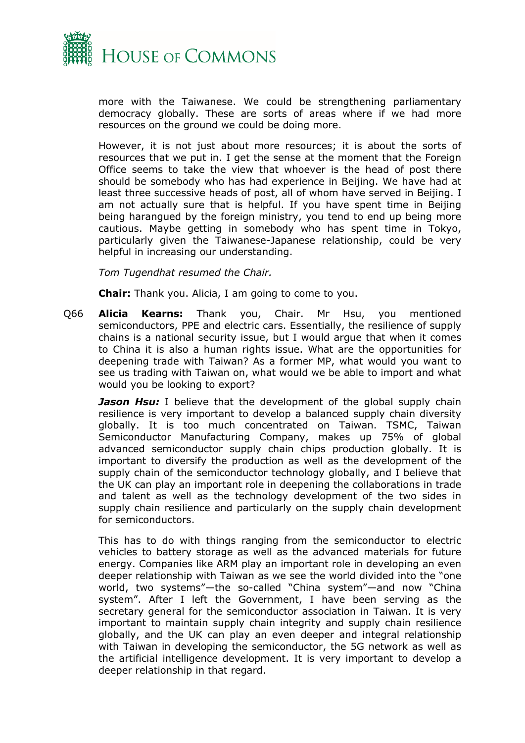more with the Taiwanese. We could be strengthening parliamentary democracy globally. These are sorts of areas where if we had more resources on the ground we could be doing more.

However, it is not just about more resources; it is about the sorts of resources that we put in. I get the sense at the moment that the Foreign Office seems to take the view that whoever is the head of post there should be somebody who has had experience in Beijing. We have had at least three successive heads of post, all of whom have served in Beijing. I am not actually sure that is helpful. If you have spent time in Beijing being harangued by the foreign ministry, you tend to end up being more cautious. Maybe getting in somebody who has spent time in Tokyo, particularly given the Taiwanese-Japanese relationship, could be very helpful in increasing our understanding.

*Tom Tugendhat resumed the Chair.*

**Chair:** Thank you. Alicia, I am going to come to you.

Q66 **Alicia Kearns:** Thank you, Chair. Mr Hsu, you mentioned semiconductors, PPE and electric cars. Essentially, the resilience of supply chains is a national security issue, but I would argue that when it comes to China it is also a human rights issue. What are the opportunities for deepening trade with Taiwan? As a former MP, what would you want to see us trading with Taiwan on, what would we be able to import and what would you be looking to export?

***Jason Hsu:*** I believe that the development of the global supply chain resilience is very important to develop a balanced supply chain diversity globally. It is too much concentrated on Taiwan. TSMC, Taiwan Semiconductor Manufacturing Company, makes up 75% of global advanced semiconductor supply chain chips production globally. It is important to diversify the production as well as the development of the supply chain of the semiconductor technology globally, and I believe that the UK can play an important role in deepening the collaborations in trade and talent as well as the technology development of the two sides in supply chain resilience and particularly on the supply chain development for semiconductors.

This has to do with things ranging from the semiconductor to electric vehicles to battery storage as well as the advanced materials for future energy. Companies like ARM play an important role in developing an even deeper relationship with Taiwan as we see the world divided into the "one world, two systems"—the so-called "China system"—and now "China system". After I left the Government, I have been serving as the secretary general for the semiconductor association in Taiwan. It is very important to maintain supply chain integrity and supply chain resilience globally, and the UK can play an even deeper and integral relationship with Taiwan in developing the semiconductor, the 5G network as well as the artificial intelligence development. It is very important to develop a deeper relationship in that regard.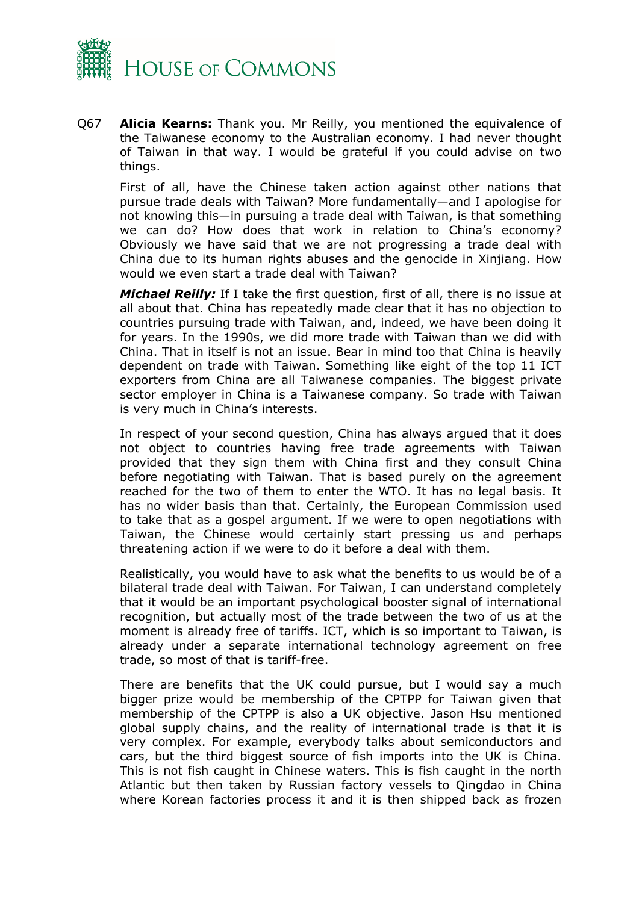Q67 **Alicia Kearns:** Thank you. Mr Reilly, you mentioned the equivalence of the Taiwanese economy to the Australian economy. I had never thought of Taiwan in that way. I would be grateful if you could advise on two things.

First of all, have the Chinese taken action against other nations that pursue trade deals with Taiwan? More fundamentally—and I apologise for not knowing this—in pursuing a trade deal with Taiwan, is that something we can do? How does that work in relation to China's economy? Obviously we have said that we are not progressing a trade deal with China due to its human rights abuses and the genocide in Xinjiang. How would we even start a trade deal with Taiwan?

***Michael Reilly:*** If I take the first question, first of all, there is no issue at all about that. China has repeatedly made clear that it has no objection to countries pursuing trade with Taiwan, and, indeed, we have been doing it for years. In the 1990s, we did more trade with Taiwan than we did with China. That in itself is not an issue. Bear in mind too that China is heavily dependent on trade with Taiwan. Something like eight of the top 11 ICT exporters from China are all Taiwanese companies. The biggest private sector employer in China is a Taiwanese company. So trade with Taiwan is very much in China's interests.

In respect of your second question, China has always argued that it does not object to countries having free trade agreements with Taiwan provided that they sign them with China first and they consult China before negotiating with Taiwan. That is based purely on the agreement reached for the two of them to enter the WTO. It has no legal basis. It has no wider basis than that. Certainly, the European Commission used to take that as a gospel argument. If we were to open negotiations with Taiwan, the Chinese would certainly start pressing us and perhaps threatening action if we were to do it before a deal with them.

Realistically, you would have to ask what the benefits to us would be of a bilateral trade deal with Taiwan. For Taiwan, I can understand completely that it would be an important psychological booster signal of international recognition, but actually most of the trade between the two of us at the moment is already free of tariffs. ICT, which is so important to Taiwan, is already under a separate international technology agreement on free trade, so most of that is tariff-free.

There are benefits that the UK could pursue, but I would say a much bigger prize would be membership of the CPTPP for Taiwan given that membership of the CPTPP is also a UK objective. Jason Hsu mentioned global supply chains, and the reality of international trade is that it is very complex. For example, everybody talks about semiconductors and cars, but the third biggest source of fish imports into the UK is China. This is not fish caught in Chinese waters. This is fish caught in the north Atlantic but then taken by Russian factory vessels to Qingdao in China where Korean factories process it and it is then shipped back as frozen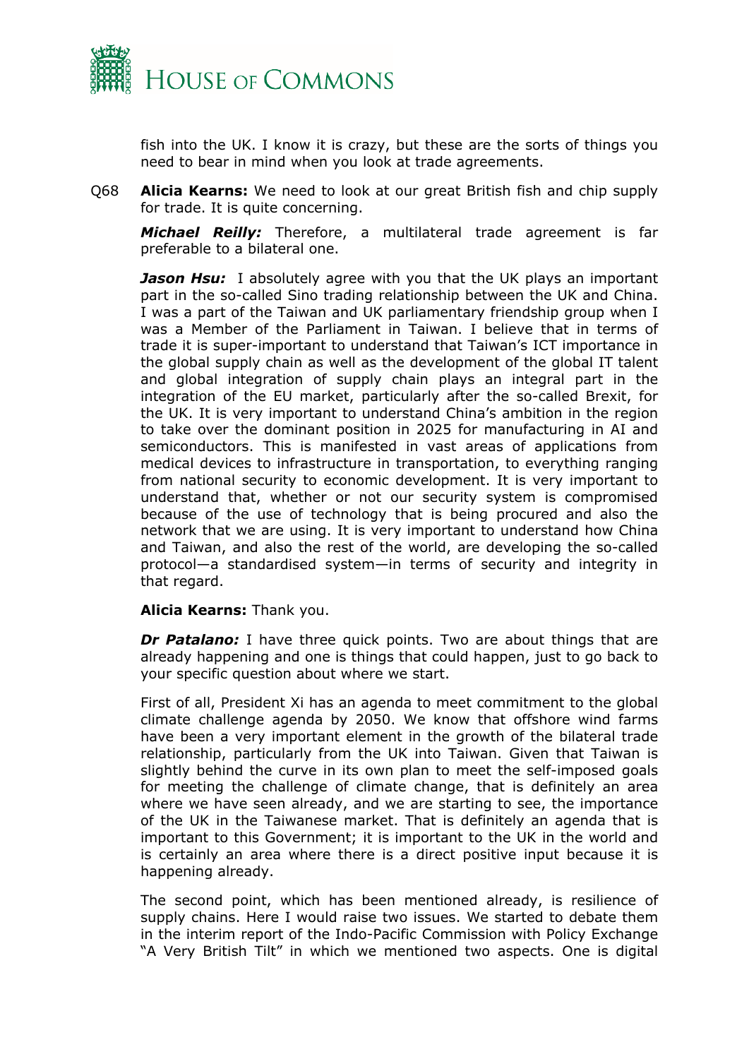fish into the UK. I know it is crazy, but these are the sorts of things you need to bear in mind when you look at trade agreements.

Q68 **Alicia Kearns:** We need to look at our great British fish and chip supply for trade. It is quite concerning.

***Michael Reilly:*** Therefore, a multilateral trade agreement is far preferable to a bilateral one.

***Jason Hsu:*** I absolutely agree with you that the UK plays an important part in the so-called Sino trading relationship between the UK and China. I was a part of the Taiwan and UK parliamentary friendship group when I was a Member of the Parliament in Taiwan. I believe that in terms of trade it is super-important to understand that Taiwan's ICT importance in the global supply chain as well as the development of the global IT talent and global integration of supply chain plays an integral part in the integration of the EU market, particularly after the so-called Brexit, for the UK. It is very important to understand China's ambition in the region to take over the dominant position in 2025 for manufacturing in AI and semiconductors. This is manifested in vast areas of applications from medical devices to infrastructure in transportation, to everything ranging from national security to economic development. It is very important to understand that, whether or not our security system is compromised because of the use of technology that is being procured and also the network that we are using. It is very important to understand how China and Taiwan, and also the rest of the world, are developing the so-called protocol—a standardised system—in terms of security and integrity in that regard.

**Alicia Kearns:** Thank you.

***Dr Patalano:*** I have three quick points. Two are about things that are already happening and one is things that could happen, just to go back to your specific question about where we start.

First of all, President Xi has an agenda to meet commitment to the global climate challenge agenda by 2050. We know that offshore wind farms have been a very important element in the growth of the bilateral trade relationship, particularly from the UK into Taiwan. Given that Taiwan is slightly behind the curve in its own plan to meet the self-imposed goals for meeting the challenge of climate change, that is definitely an area where we have seen already, and we are starting to see, the importance of the UK in the Taiwanese market. That is definitely an agenda that is important to this Government; it is important to the UK in the world and is certainly an area where there is a direct positive input because it is happening already.

The second point, which has been mentioned already, is resilience of supply chains. Here I would raise two issues. We started to debate them in the interim report of the Indo-Pacific Commission with Policy Exchange "A Very British Tilt" in which we mentioned two aspects. One is digital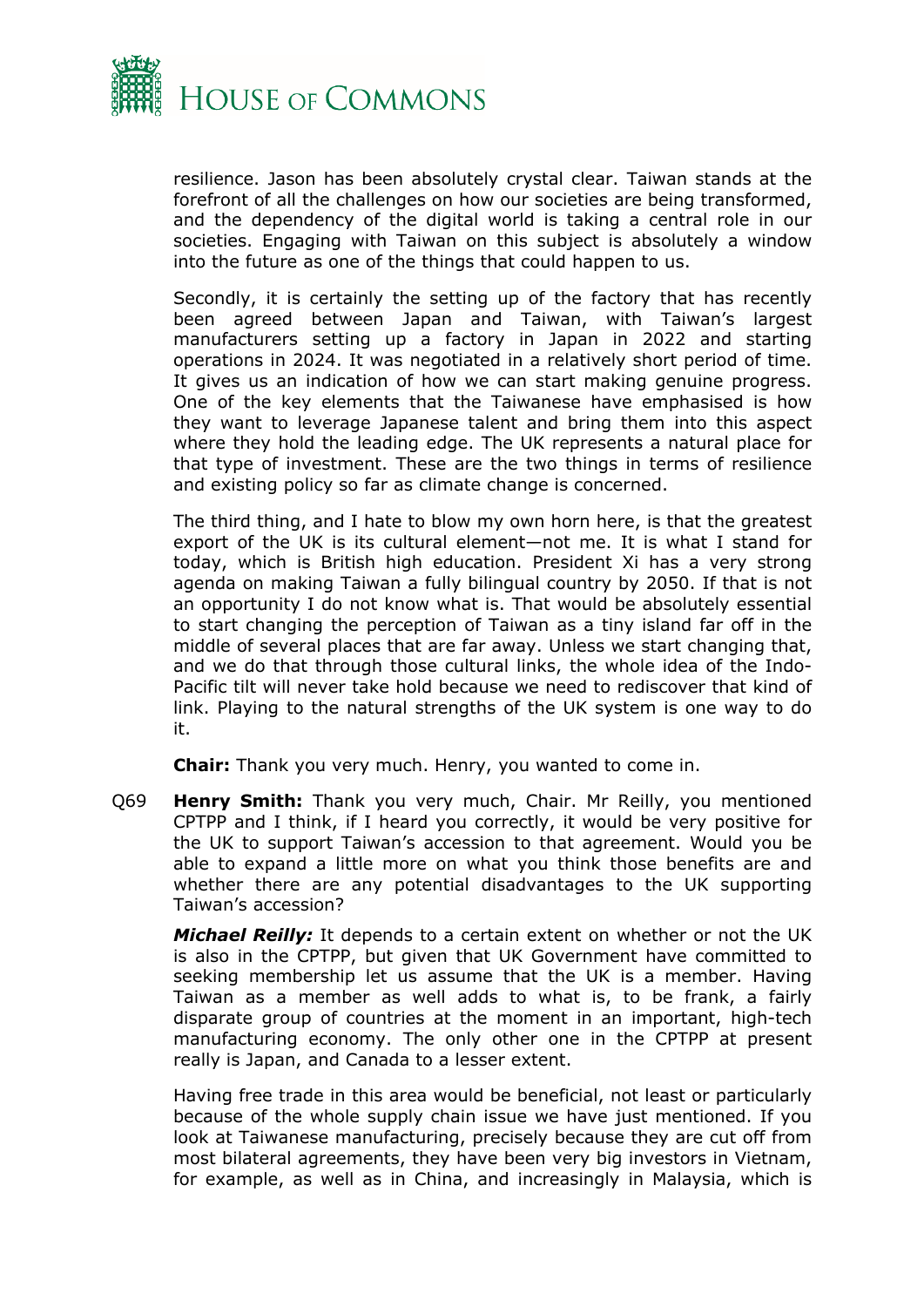resilience. Jason has been absolutely crystal clear. Taiwan stands at the forefront of all the challenges on how our societies are being transformed, and the dependency of the digital world is taking a central role in our societies. Engaging with Taiwan on this subject is absolutely a window into the future as one of the things that could happen to us.

Secondly, it is certainly the setting up of the factory that has recently been agreed between Japan and Taiwan, with Taiwan's largest manufacturers setting up a factory in Japan in 2022 and starting operations in 2024. It was negotiated in a relatively short period of time. It gives us an indication of how we can start making genuine progress. One of the key elements that the Taiwanese have emphasised is how they want to leverage Japanese talent and bring them into this aspect where they hold the leading edge. The UK represents a natural place for that type of investment. These are the two things in terms of resilience and existing policy so far as climate change is concerned.

The third thing, and I hate to blow my own horn here, is that the greatest export of the UK is its cultural element—not me. It is what I stand for today, which is British high education. President Xi has a very strong agenda on making Taiwan a fully bilingual country by 2050. If that is not an opportunity I do not know what is. That would be absolutely essential to start changing the perception of Taiwan as a tiny island far off in the middle of several places that are far away. Unless we start changing that, and we do that through those cultural links, the whole idea of the Indo-Pacific tilt will never take hold because we need to rediscover that kind of link. Playing to the natural strengths of the UK system is one way to do it.

**Chair:** Thank you very much. Henry, you wanted to come in.

Q69 **Henry Smith:** Thank you very much, Chair. Mr Reilly, you mentioned CPTPP and I think, if I heard you correctly, it would be very positive for the UK to support Taiwan's accession to that agreement. Would you be able to expand a little more on what you think those benefits are and whether there are any potential disadvantages to the UK supporting Taiwan's accession?

***Michael Reilly:*** It depends to a certain extent on whether or not the UK is also in the CPTPP, but given that UK Government have committed to seeking membership let us assume that the UK is a member. Having Taiwan as a member as well adds to what is, to be frank, a fairly disparate group of countries at the moment in an important, high-tech manufacturing economy. The only other one in the CPTPP at present really is Japan, and Canada to a lesser extent.

Having free trade in this area would be beneficial, not least or particularly because of the whole supply chain issue we have just mentioned. If you look at Taiwanese manufacturing, precisely because they are cut off from most bilateral agreements, they have been very big investors in Vietnam, for example, as well as in China, and increasingly in Malaysia, which is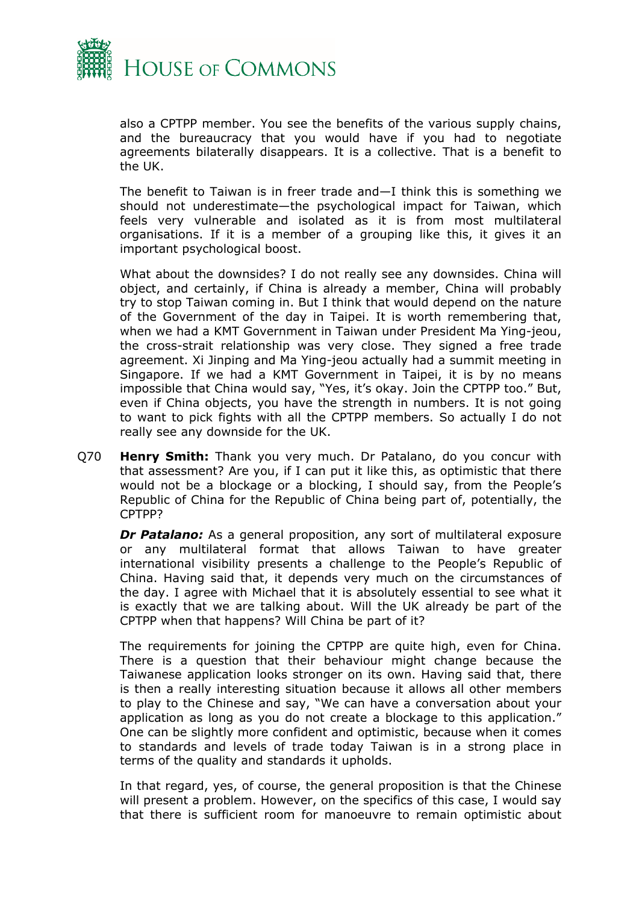also a CPTPP member. You see the benefits of the various supply chains, and the bureaucracy that you would have if you had to negotiate agreements bilaterally disappears. It is a collective. That is a benefit to the UK.

The benefit to Taiwan is in freer trade and—I think this is something we should not underestimate—the psychological impact for Taiwan, which feels very vulnerable and isolated as it is from most multilateral organisations. If it is a member of a grouping like this, it gives it an important psychological boost.

What about the downsides? I do not really see any downsides. China will object, and certainly, if China is already a member, China will probably try to stop Taiwan coming in. But I think that would depend on the nature of the Government of the day in Taipei. It is worth remembering that, when we had a KMT Government in Taiwan under President Ma Ying-jeou, the cross-strait relationship was very close. They signed a free trade agreement. Xi Jinping and Ma Ying-jeou actually had a summit meeting in Singapore. If we had a KMT Government in Taipei, it is by no means impossible that China would say, "Yes, it's okay. Join the CPTPP too." But, even if China objects, you have the strength in numbers. It is not going to want to pick fights with all the CPTPP members. So actually I do not really see any downside for the UK.

Q70 **Henry Smith:** Thank you very much. Dr Patalano, do you concur with that assessment? Are you, if I can put it like this, as optimistic that there would not be a blockage or a blocking, I should say, from the People's Republic of China for the Republic of China being part of, potentially, the CPTPP?

***Dr Patalano:*** As a general proposition, any sort of multilateral exposure or any multilateral format that allows Taiwan to have greater international visibility presents a challenge to the People's Republic of China. Having said that, it depends very much on the circumstances of the day. I agree with Michael that it is absolutely essential to see what it is exactly that we are talking about. Will the UK already be part of the CPTPP when that happens? Will China be part of it?

The requirements for joining the CPTPP are quite high, even for China. There is a question that their behaviour might change because the Taiwanese application looks stronger on its own. Having said that, there is then a really interesting situation because it allows all other members to play to the Chinese and say, "We can have a conversation about your application as long as you do not create a blockage to this application." One can be slightly more confident and optimistic, because when it comes to standards and levels of trade today Taiwan is in a strong place in terms of the quality and standards it upholds.

In that regard, yes, of course, the general proposition is that the Chinese will present a problem. However, on the specifics of this case, I would say that there is sufficient room for manoeuvre to remain optimistic about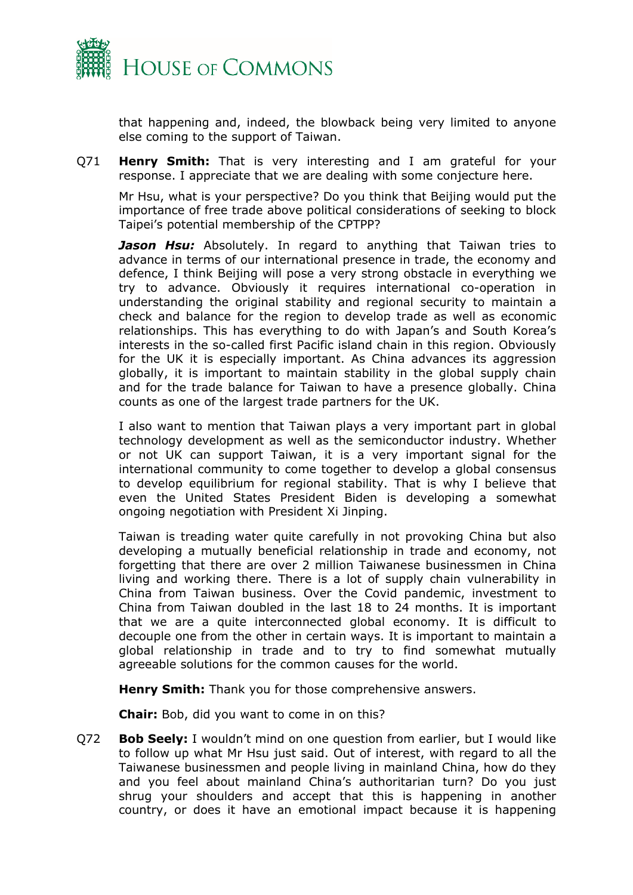that happening and, indeed, the blowback being very limited to anyone else coming to the support of Taiwan.

Q71 **Henry Smith:** That is very interesting and I am grateful for your response. I appreciate that we are dealing with some conjecture here.

Mr Hsu, what is your perspective? Do you think that Beijing would put the importance of free trade above political considerations of seeking to block Taipei's potential membership of the CPTPP?

***Jason Hsu:*** Absolutely. In regard to anything that Taiwan tries to advance in terms of our international presence in trade, the economy and defence, I think Beijing will pose a very strong obstacle in everything we try to advance. Obviously it requires international co-operation in understanding the original stability and regional security to maintain a check and balance for the region to develop trade as well as economic relationships. This has everything to do with Japan's and South Korea's interests in the so-called first Pacific island chain in this region. Obviously for the UK it is especially important. As China advances its aggression globally, it is important to maintain stability in the global supply chain and for the trade balance for Taiwan to have a presence globally. China counts as one of the largest trade partners for the UK.

I also want to mention that Taiwan plays a very important part in global technology development as well as the semiconductor industry. Whether or not UK can support Taiwan, it is a very important signal for the international community to come together to develop a global consensus to develop equilibrium for regional stability. That is why I believe that even the United States President Biden is developing a somewhat ongoing negotiation with President Xi Jinping.

Taiwan is treading water quite carefully in not provoking China but also developing a mutually beneficial relationship in trade and economy, not forgetting that there are over 2 million Taiwanese businessmen in China living and working there. There is a lot of supply chain vulnerability in China from Taiwan business. Over the Covid pandemic, investment to China from Taiwan doubled in the last 18 to 24 months. It is important that we are a quite interconnected global economy. It is difficult to decouple one from the other in certain ways. It is important to maintain a global relationship in trade and to try to find somewhat mutually agreeable solutions for the common causes for the world.

**Henry Smith:** Thank you for those comprehensive answers.

**Chair:** Bob, did you want to come in on this?

Q72 **Bob Seely:** I wouldn't mind on one question from earlier, but I would like to follow up what Mr Hsu just said. Out of interest, with regard to all the Taiwanese businessmen and people living in mainland China, how do they and you feel about mainland China's authoritarian turn? Do you just shrug your shoulders and accept that this is happening in another country, or does it have an emotional impact because it is happening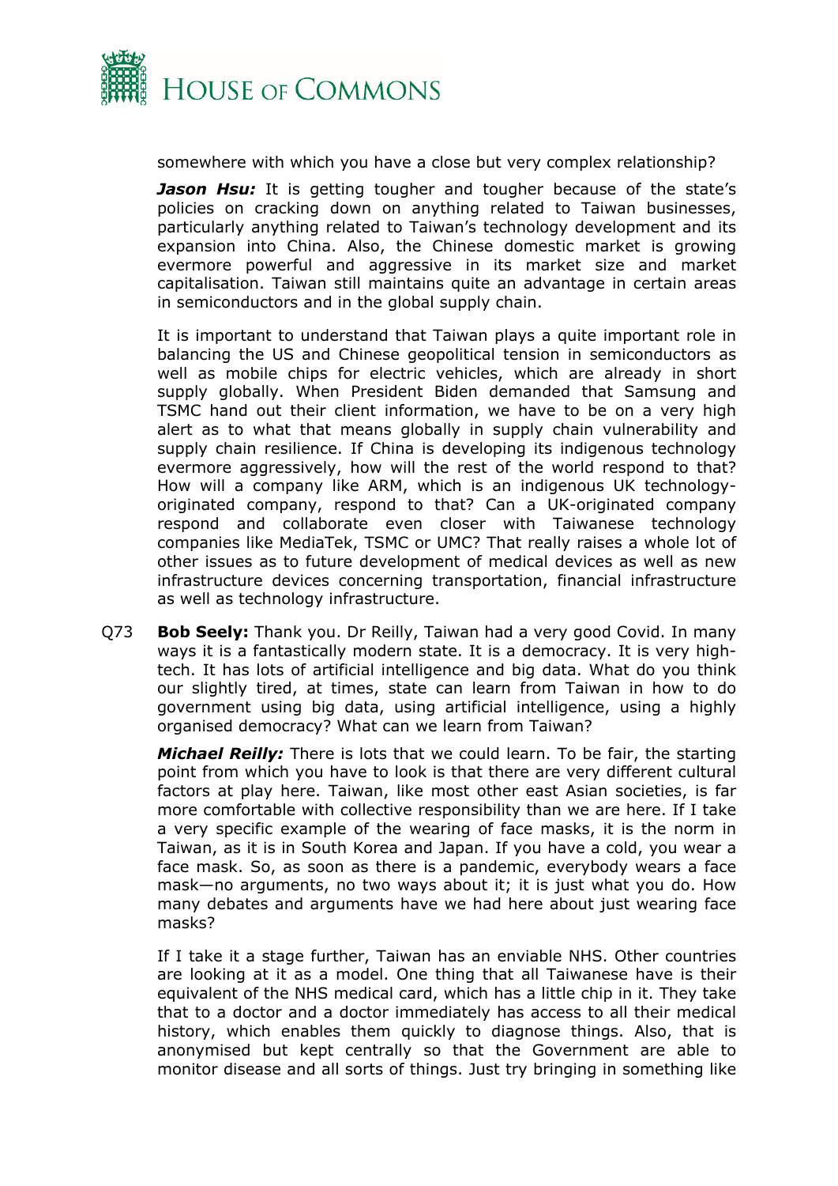somewhere with which you have a close but very complex relationship?

***Jason Hsu:*** It is getting tougher and tougher because of the state's policies on cracking down on anything related to Taiwan businesses, particularly anything related to Taiwan's technology development and its expansion into China. Also, the Chinese domestic market is growing evermore powerful and aggressive in its market size and market capitalisation. Taiwan still maintains quite an advantage in certain areas in semiconductors and in the global supply chain.

It is important to understand that Taiwan plays a quite important role in balancing the US and Chinese geopolitical tension in semiconductors as well as mobile chips for electric vehicles, which are already in short supply globally. When President Biden demanded that Samsung and TSMC hand out their client information, we have to be on a very high alert as to what that means globally in supply chain vulnerability and supply chain resilience. If China is developing its indigenous technology evermore aggressively, how will the rest of the world respond to that? How will a company like ARM, which is an indigenous UK technology-originated company, respond to that? Can a UK-originated company respond and collaborate even closer with Taiwanese technology companies like MediaTek, TSMC or UMC? That really raises a whole lot of other issues as to future development of medical devices as well as new infrastructure devices concerning transportation, financial infrastructure as well as technology infrastructure.

Q73 **Bob Seely:** Thank you. Dr Reilly, Taiwan had a very good Covid. In many ways it is a fantastically modern state. It is a democracy. It is very high-tech. It has lots of artificial intelligence and big data. What do you think our slightly tired, at times, state can learn from Taiwan in how to do government using big data, using artificial intelligence, using a highly organised democracy? What can we learn from Taiwan?

***Michael Reilly:*** There is lots that we could learn. To be fair, the starting point from which you have to look is that there are very different cultural factors at play here. Taiwan, like most other east Asian societies, is far more comfortable with collective responsibility than we are here. If I take a very specific example of the wearing of face masks, it is the norm in Taiwan, as it is in South Korea and Japan. If you have a cold, you wear a face mask. So, as soon as there is a pandemic, everybody wears a face mask—no arguments, no two ways about it; it is just what you do. How many debates and arguments have we had here about just wearing face masks?

If I take it a stage further, Taiwan has an enviable NHS. Other countries are looking at it as a model. One thing that all Taiwanese have is their equivalent of the NHS medical card, which has a little chip in it. They take that to a doctor and a doctor immediately has access to all their medical history, which enables them quickly to diagnose things. Also, that is anonymised but kept centrally so that the Government are able to monitor disease and all sorts of things. Just try bringing in something like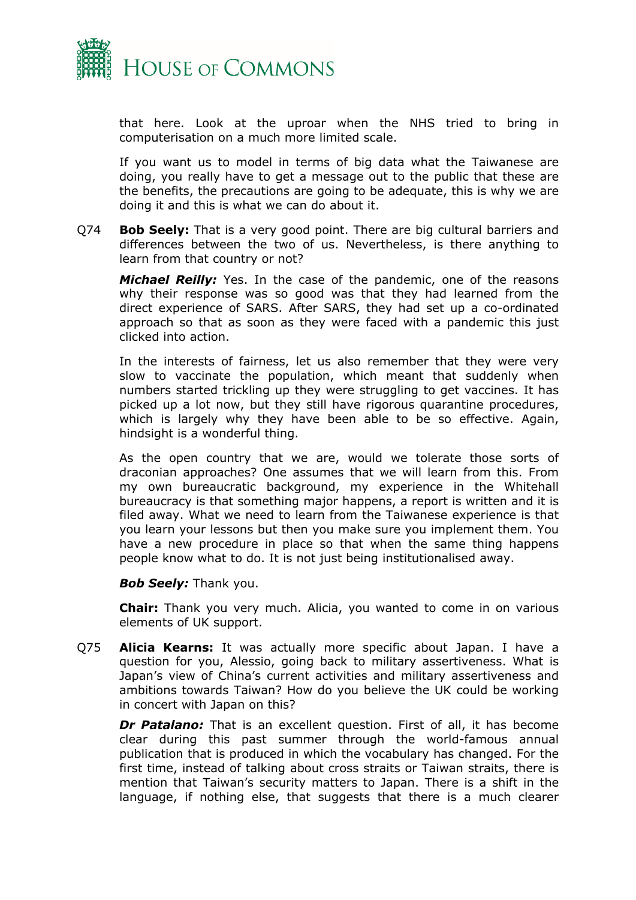that here. Look at the uproar when the NHS tried to bring in computerisation on a much more limited scale.

If you want us to model in terms of big data what the Taiwanese are doing, you really have to get a message out to the public that these are the benefits, the precautions are going to be adequate, this is why we are doing it and this is what we can do about it.

Q74 **Bob Seely:** That is a very good point. There are big cultural barriers and differences between the two of us. Nevertheless, is there anything to learn from that country or not?

***Michael Reilly:*** Yes. In the case of the pandemic, one of the reasons why their response was so good was that they had learned from the direct experience of SARS. After SARS, they had set up a co-ordinated approach so that as soon as they were faced with a pandemic this just clicked into action.

In the interests of fairness, let us also remember that they were very slow to vaccinate the population, which meant that suddenly when numbers started trickling up they were struggling to get vaccines. It has picked up a lot now, but they still have rigorous quarantine procedures, which is largely why they have been able to be so effective. Again, hindsight is a wonderful thing.

As the open country that we are, would we tolerate those sorts of draconian approaches? One assumes that we will learn from this. From my own bureaucratic background, my experience in the Whitehall bureaucracy is that something major happens, a report is written and it is filed away. What we need to learn from the Taiwanese experience is that you learn your lessons but then you make sure you implement them. You have a new procedure in place so that when the same thing happens people know what to do. It is not just being institutionalised away.

***Bob Seely:*** Thank you.

**Chair:** Thank you very much. Alicia, you wanted to come in on various elements of UK support.

Q75 **Alicia Kearns:** It was actually more specific about Japan. I have a question for you, Alessio, going back to military assertiveness. What is Japan's view of China's current activities and military assertiveness and ambitions towards Taiwan? How do you believe the UK could be working in concert with Japan on this?

***Dr Patalano:*** That is an excellent question. First of all, it has become clear during this past summer through the world-famous annual publication that is produced in which the vocabulary has changed. For the first time, instead of talking about cross straits or Taiwan straits, there is mention that Taiwan's security matters to Japan. There is a shift in the language, if nothing else, that suggests that there is a much clearer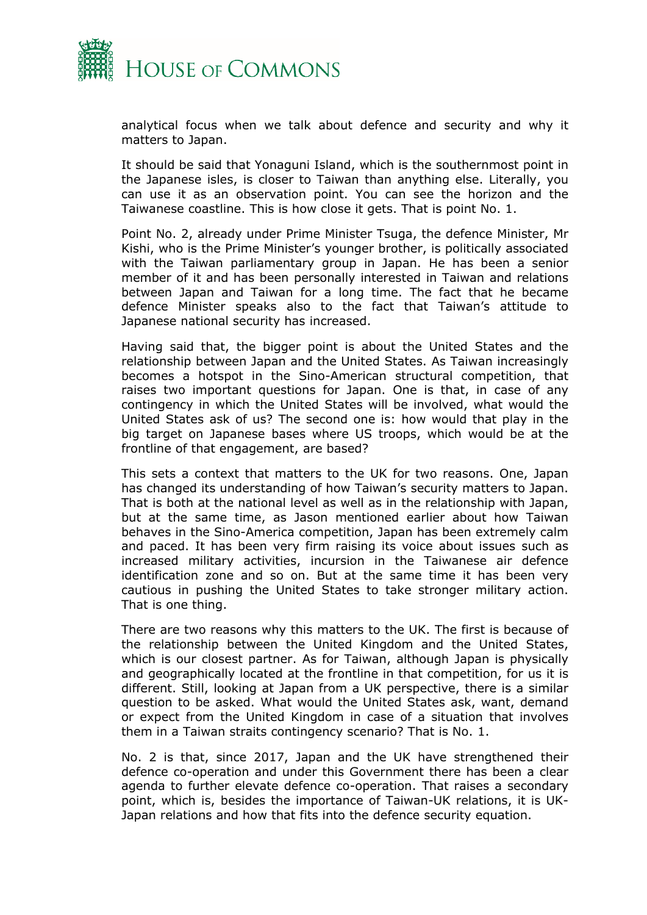analytical focus when we talk about defence and security and why it matters to Japan.

It should be said that Yonaguni Island, which is the southernmost point in the Japanese isles, is closer to Taiwan than anything else. Literally, you can use it as an observation point. You can see the horizon and the Taiwanese coastline. This is how close it gets. That is point No. 1.

Point No. 2, already under Prime Minister Tsuga, the defence Minister, Mr Kishi, who is the Prime Minister's younger brother, is politically associated with the Taiwan parliamentary group in Japan. He has been a senior member of it and has been personally interested in Taiwan and relations between Japan and Taiwan for a long time. The fact that he became defence Minister speaks also to the fact that Taiwan's attitude to Japanese national security has increased.

Having said that, the bigger point is about the United States and the relationship between Japan and the United States. As Taiwan increasingly becomes a hotspot in the Sino-American structural competition, that raises two important questions for Japan. One is that, in case of any contingency in which the United States will be involved, what would the United States ask of us? The second one is: how would that play in the big target on Japanese bases where US troops, which would be at the frontline of that engagement, are based?

This sets a context that matters to the UK for two reasons. One, Japan has changed its understanding of how Taiwan's security matters to Japan. That is both at the national level as well as in the relationship with Japan, but at the same time, as Jason mentioned earlier about how Taiwan behaves in the Sino-America competition, Japan has been extremely calm and paced. It has been very firm raising its voice about issues such as increased military activities, incursion in the Taiwanese air defence identification zone and so on. But at the same time it has been very cautious in pushing the United States to take stronger military action. That is one thing.

There are two reasons why this matters to the UK. The first is because of the relationship between the United Kingdom and the United States, which is our closest partner. As for Taiwan, although Japan is physically and geographically located at the frontline in that competition, for us it is different. Still, looking at Japan from a UK perspective, there is a similar question to be asked. What would the United States ask, want, demand or expect from the United Kingdom in case of a situation that involves them in a Taiwan straits contingency scenario? That is No. 1.

No. 2 is that, since 2017, Japan and the UK have strengthened their defence co-operation and under this Government there has been a clear agenda to further elevate defence co-operation. That raises a secondary point, which is, besides the importance of Taiwan-UK relations, it is UK-Japan relations and how that fits into the defence security equation.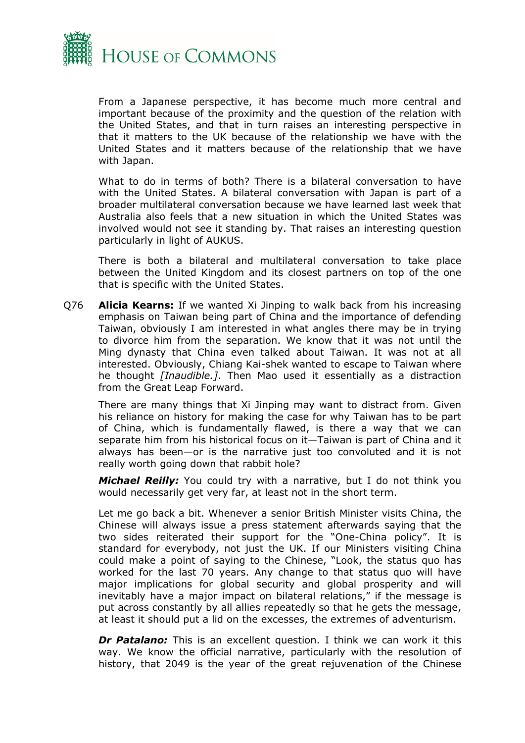From a Japanese perspective, it has become much more central and important because of the proximity and the question of the relation with the United States, and that in turn raises an interesting perspective in that it matters to the UK because of the relationship we have with the United States and it matters because of the relationship that we have with Japan.

What to do in terms of both? There is a bilateral conversation to have with the United States. A bilateral conversation with Japan is part of a broader multilateral conversation because we have learned last week that Australia also feels that a new situation in which the United States was involved would not see it standing by. That raises an interesting question particularly in light of AUKUS.

There is both a bilateral and multilateral conversation to take place between the United Kingdom and its closest partners on top of the one that is specific with the United States.

Q76 **Alicia Kearns:** If we wanted Xi Jinping to walk back from his increasing emphasis on Taiwan being part of China and the importance of defending Taiwan, obviously I am interested in what angles there may be in trying to divorce him from the separation. We know that it was not until the Ming dynasty that China even talked about Taiwan. It was not at all interested. Obviously, Chiang Kai-shek wanted to escape to Taiwan where he thought *[Inaudible.]*. Then Mao used it essentially as a distraction from the Great Leap Forward.

There are many things that Xi Jinping may want to distract from. Given his reliance on history for making the case for why Taiwan has to be part of China, which is fundamentally flawed, is there a way that we can separate him from his historical focus on it—Taiwan is part of China and it always has been—or is the narrative just too convoluted and it is not really worth going down that rabbit hole?

***Michael Reilly:*** You could try with a narrative, but I do not think you would necessarily get very far, at least not in the short term.

Let me go back a bit. Whenever a senior British Minister visits China, the Chinese will always issue a press statement afterwards saying that the two sides reiterated their support for the "One-China policy". It is standard for everybody, not just the UK. If our Ministers visiting China could make a point of saying to the Chinese, "Look, the status quo has worked for the last 70 years. Any change to that status quo will have major implications for global security and global prosperity and will inevitably have a major impact on bilateral relations," if the message is put across constantly by all allies repeatedly so that he gets the message, at least it should put a lid on the excesses, the extremes of adventurism.

***Dr Patalano:*** This is an excellent question. I think we can work it this way. We know the official narrative, particularly with the resolution of history, that 2049 is the year of the great rejuvenation of the Chinese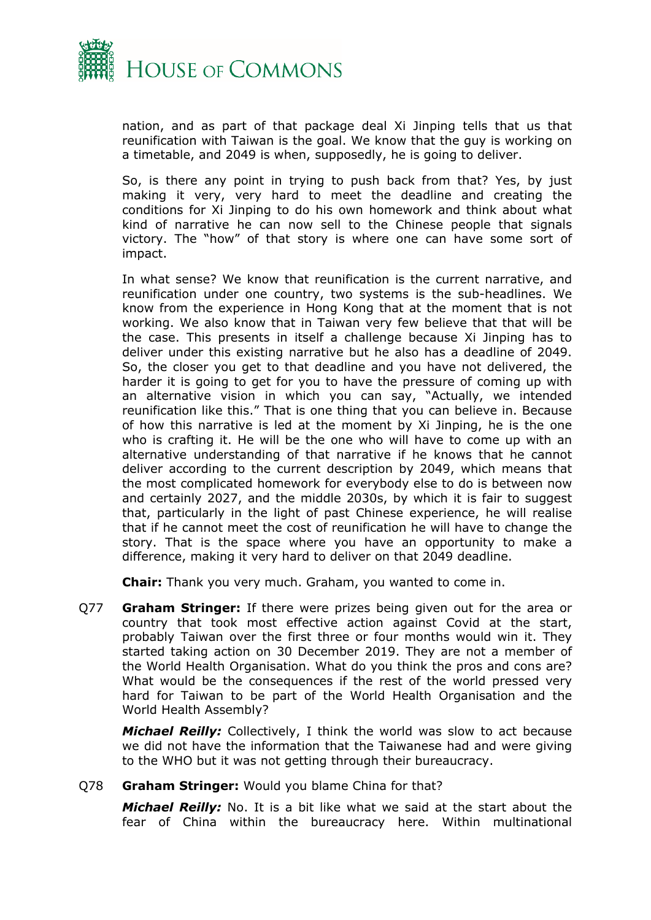nation, and as part of that package deal Xi Jinping tells that us that reunification with Taiwan is the goal. We know that the guy is working on a timetable, and 2049 is when, supposedly, he is going to deliver.

So, is there any point in trying to push back from that? Yes, by just making it very, very hard to meet the deadline and creating the conditions for Xi Jinping to do his own homework and think about what kind of narrative he can now sell to the Chinese people that signals victory. The "how" of that story is where one can have some sort of impact.

In what sense? We know that reunification is the current narrative, and reunification under one country, two systems is the sub-headlines. We know from the experience in Hong Kong that at the moment that is not working. We also know that in Taiwan very few believe that that will be the case. This presents in itself a challenge because Xi Jinping has to deliver under this existing narrative but he also has a deadline of 2049. So, the closer you get to that deadline and you have not delivered, the harder it is going to get for you to have the pressure of coming up with an alternative vision in which you can say, "Actually, we intended reunification like this." That is one thing that you can believe in. Because of how this narrative is led at the moment by Xi Jinping, he is the one who is crafting it. He will be the one who will have to come up with an alternative understanding of that narrative if he knows that he cannot deliver according to the current description by 2049, which means that the most complicated homework for everybody else to do is between now and certainly 2027, and the middle 2030s, by which it is fair to suggest that, particularly in the light of past Chinese experience, he will realise that if he cannot meet the cost of reunification he will have to change the story. That is the space where you have an opportunity to make a difference, making it very hard to deliver on that 2049 deadline.

**Chair:** Thank you very much. Graham, you wanted to come in.

Q77 **Graham Stringer:** If there were prizes being given out for the area or country that took most effective action against Covid at the start, probably Taiwan over the first three or four months would win it. They started taking action on 30 December 2019. They are not a member of the World Health Organisation. What do you think the pros and cons are? What would be the consequences if the rest of the world pressed very hard for Taiwan to be part of the World Health Organisation and the World Health Assembly?

***Michael Reilly:*** Collectively, I think the world was slow to act because we did not have the information that the Taiwanese had and were giving to the WHO but it was not getting through their bureaucracy.

Q78 **Graham Stringer:** Would you blame China for that?

***Michael Reilly:*** No. It is a bit like what we said at the start about the fear of China within the bureaucracy here. Within multinational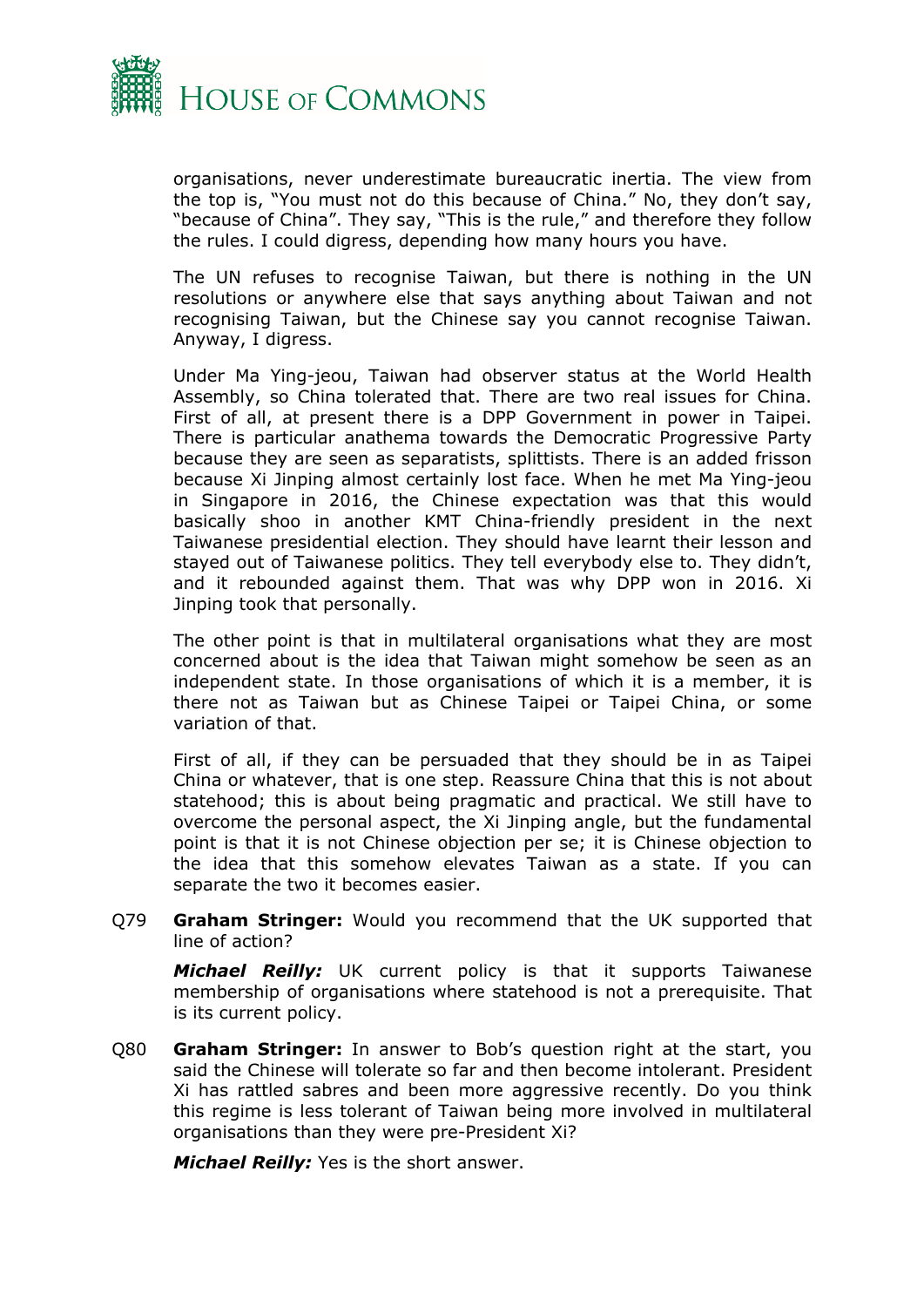organisations, never underestimate bureaucratic inertia. The view from the top is, "You must not do this because of China." No, they don't say, "because of China". They say, "This is the rule," and therefore they follow the rules. I could digress, depending how many hours you have.

The UN refuses to recognise Taiwan, but there is nothing in the UN resolutions or anywhere else that says anything about Taiwan and not recognising Taiwan, but the Chinese say you cannot recognise Taiwan. Anyway, I digress.

Under Ma Ying-jeou, Taiwan had observer status at the World Health Assembly, so China tolerated that. There are two real issues for China. First of all, at present there is a DPP Government in power in Taipei. There is particular anathema towards the Democratic Progressive Party because they are seen as separatists, splittists. There is an added frisson because Xi Jinping almost certainly lost face. When he met Ma Ying-jeou in Singapore in 2016, the Chinese expectation was that this would basically shoo in another KMT China-friendly president in the next Taiwanese presidential election. They should have learnt their lesson and stayed out of Taiwanese politics. They tell everybody else to. They didn't, and it rebounded against them. That was why DPP won in 2016. Xi Jinping took that personally.

The other point is that in multilateral organisations what they are most concerned about is the idea that Taiwan might somehow be seen as an independent state. In those organisations of which it is a member, it is there not as Taiwan but as Chinese Taipei or Taipei China, or some variation of that.

First of all, if they can be persuaded that they should be in as Taipei China or whatever, that is one step. Reassure China that this is not about statehood; this is about being pragmatic and practical. We still have to overcome the personal aspect, the Xi Jinping angle, but the fundamental point is that it is not Chinese objection per se; it is Chinese objection to the idea that this somehow elevates Taiwan as a state. If you can separate the two it becomes easier.

Q79 **Graham Stringer:** Would you recommend that the UK supported that line of action?

***Michael Reilly:*** UK current policy is that it supports Taiwanese membership of organisations where statehood is not a prerequisite. That is its current policy.

Q80 **Graham Stringer:** In answer to Bob's question right at the start, you said the Chinese will tolerate so far and then become intolerant. President Xi has rattled sabres and been more aggressive recently. Do you think this regime is less tolerant of Taiwan being more involved in multilateral organisations than they were pre-President Xi?

***Michael Reilly:*** Yes is the short answer.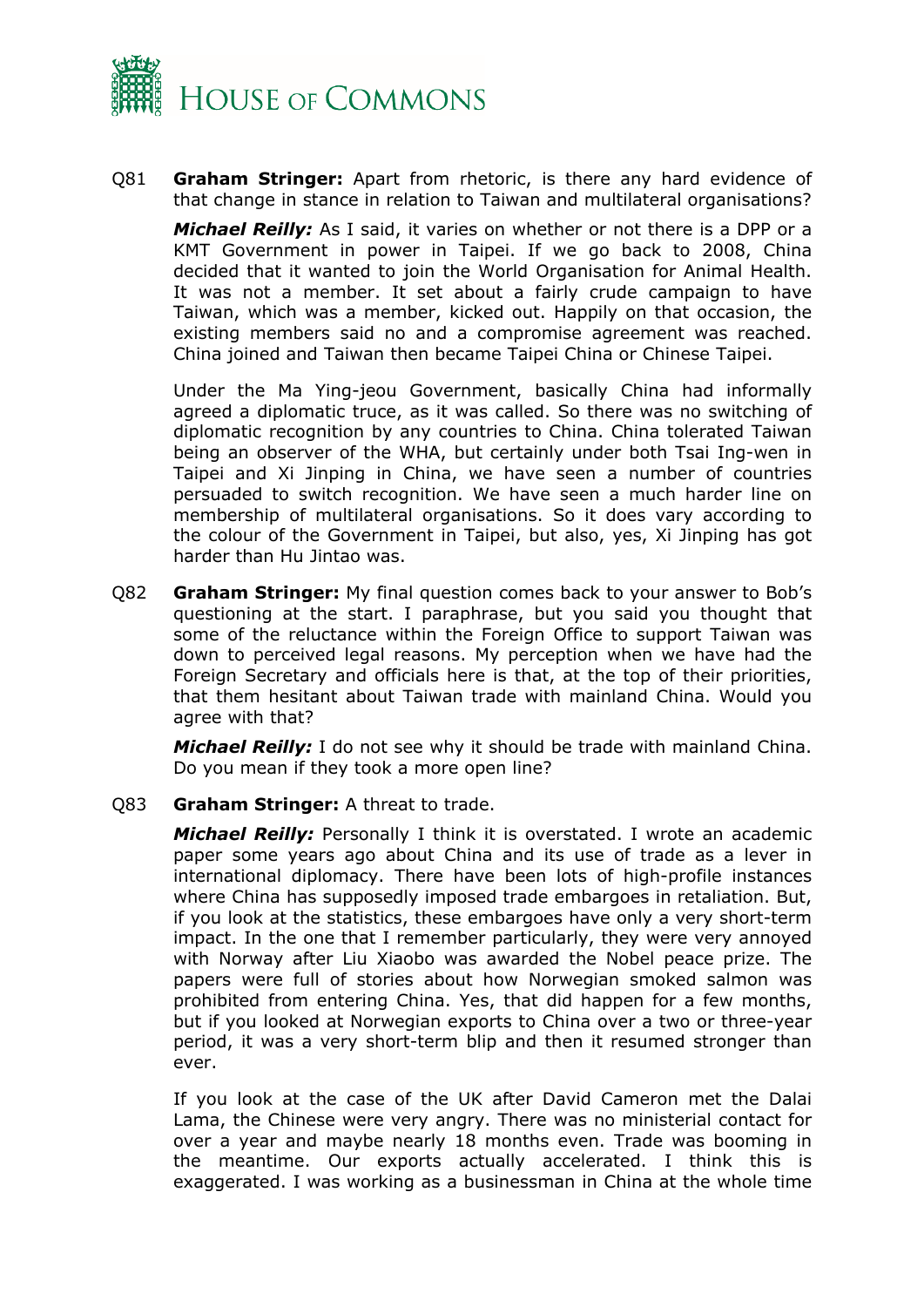Q81 **Graham Stringer:** Apart from rhetoric, is there any hard evidence of that change in stance in relation to Taiwan and multilateral organisations?

***Michael Reilly:*** As I said, it varies on whether or not there is a DPP or a KMT Government in power in Taipei. If we go back to 2008, China decided that it wanted to join the World Organisation for Animal Health. It was not a member. It set about a fairly crude campaign to have Taiwan, which was a member, kicked out. Happily on that occasion, the existing members said no and a compromise agreement was reached. China joined and Taiwan then became Taipei China or Chinese Taipei.

Under the Ma Ying-jeou Government, basically China had informally agreed a diplomatic truce, as it was called. So there was no switching of diplomatic recognition by any countries to China. China tolerated Taiwan being an observer of the WHA, but certainly under both Tsai Ing-wen in Taipei and Xi Jinping in China, we have seen a number of countries persuaded to switch recognition. We have seen a much harder line on membership of multilateral organisations. So it does vary according to the colour of the Government in Taipei, but also, yes, Xi Jinping has got harder than Hu Jintao was.

Q82 **Graham Stringer:** My final question comes back to your answer to Bob's questioning at the start. I paraphrase, but you said you thought that some of the reluctance within the Foreign Office to support Taiwan was down to perceived legal reasons. My perception when we have had the Foreign Secretary and officials here is that, at the top of their priorities, that them hesitant about Taiwan trade with mainland China. Would you agree with that?

***Michael Reilly:*** I do not see why it should be trade with mainland China. Do you mean if they took a more open line?

Q83 **Graham Stringer:** A threat to trade.

***Michael Reilly:*** Personally I think it is overstated. I wrote an academic paper some years ago about China and its use of trade as a lever in international diplomacy. There have been lots of high-profile instances where China has supposedly imposed trade embargoes in retaliation. But, if you look at the statistics, these embargoes have only a very short-term impact. In the one that I remember particularly, they were very annoyed with Norway after Liu Xiaobo was awarded the Nobel peace prize. The papers were full of stories about how Norwegian smoked salmon was prohibited from entering China. Yes, that did happen for a few months, but if you looked at Norwegian exports to China over a two or three-year period, it was a very short-term blip and then it resumed stronger than ever.

If you look at the case of the UK after David Cameron met the Dalai Lama, the Chinese were very angry. There was no ministerial contact for over a year and maybe nearly 18 months even. Trade was booming in the meantime. Our exports actually accelerated. I think this is exaggerated. I was working as a businessman in China at the whole time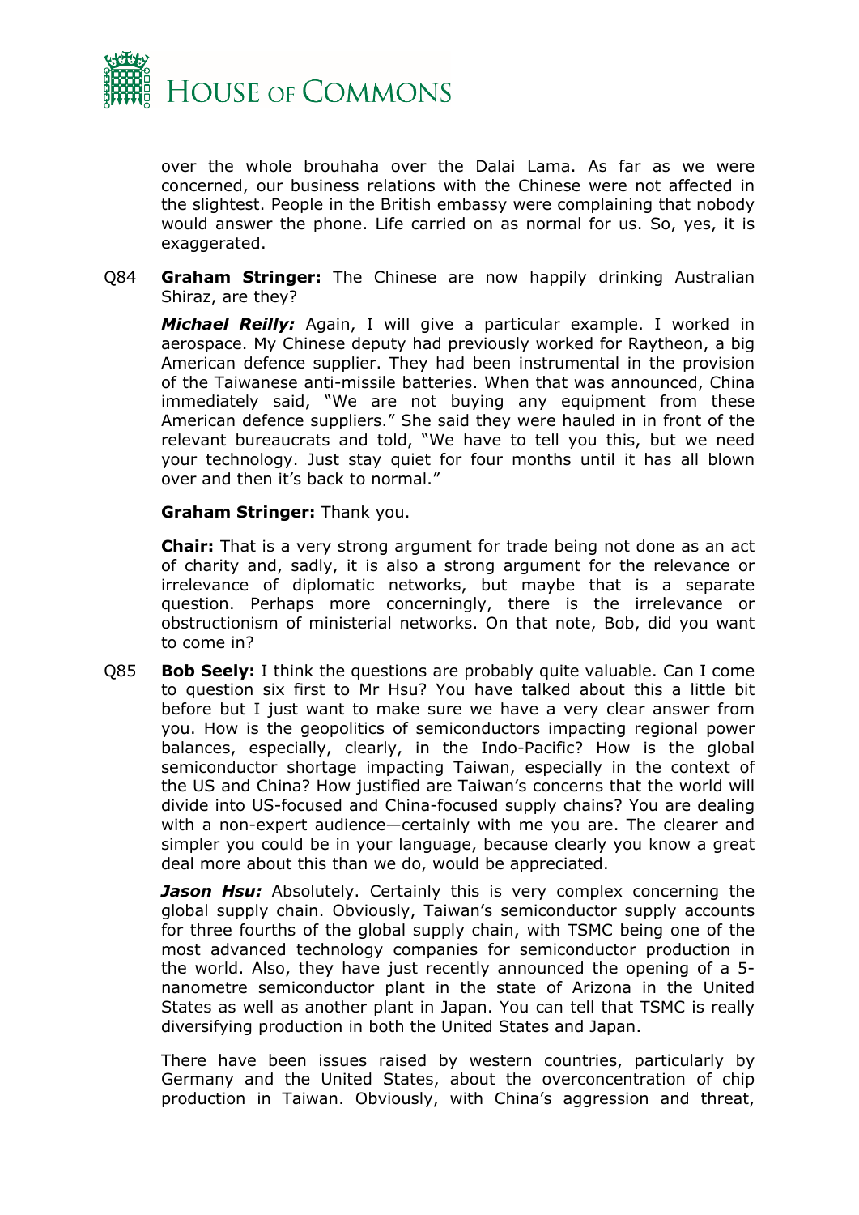over the whole brouhaha over the Dalai Lama. As far as we were concerned, our business relations with the Chinese were not affected in the slightest. People in the British embassy were complaining that nobody would answer the phone. Life carried on as normal for us. So, yes, it is exaggerated.

Q84 **Graham Stringer:** The Chinese are now happily drinking Australian Shiraz, are they?

***Michael Reilly:*** Again, I will give a particular example. I worked in aerospace. My Chinese deputy had previously worked for Raytheon, a big American defence supplier. They had been instrumental in the provision of the Taiwanese anti-missile batteries. When that was announced, China immediately said, "We are not buying any equipment from these American defence suppliers." She said they were hauled in in front of the relevant bureaucrats and told, "We have to tell you this, but we need your technology. Just stay quiet for four months until it has all blown over and then it's back to normal."

**Graham Stringer:** Thank you.

**Chair:** That is a very strong argument for trade being not done as an act of charity and, sadly, it is also a strong argument for the relevance or irrelevance of diplomatic networks, but maybe that is a separate question. Perhaps more concerningly, there is the irrelevance or obstructionism of ministerial networks. On that note, Bob, did you want to come in?

Q85 **Bob Seely:** I think the questions are probably quite valuable. Can I come to question six first to Mr Hsu? You have talked about this a little bit before but I just want to make sure we have a very clear answer from you. How is the geopolitics of semiconductors impacting regional power balances, especially, clearly, in the Indo-Pacific? How is the global semiconductor shortage impacting Taiwan, especially in the context of the US and China? How justified are Taiwan's concerns that the world will divide into US-focused and China-focused supply chains? You are dealing with a non-expert audience—certainly with me you are. The clearer and simpler you could be in your language, because clearly you know a great deal more about this than we do, would be appreciated.

***Jason Hsu:*** Absolutely. Certainly this is very complex concerning the global supply chain. Obviously, Taiwan's semiconductor supply accounts for three fourths of the global supply chain, with TSMC being one of the most advanced technology companies for semiconductor production in the world. Also, they have just recently announced the opening of a 5-nanometre semiconductor plant in the state of Arizona in the United States as well as another plant in Japan. You can tell that TSMC is really diversifying production in both the United States and Japan.

There have been issues raised by western countries, particularly by Germany and the United States, about the overconcentration of chip production in Taiwan. Obviously, with China's aggression and threat,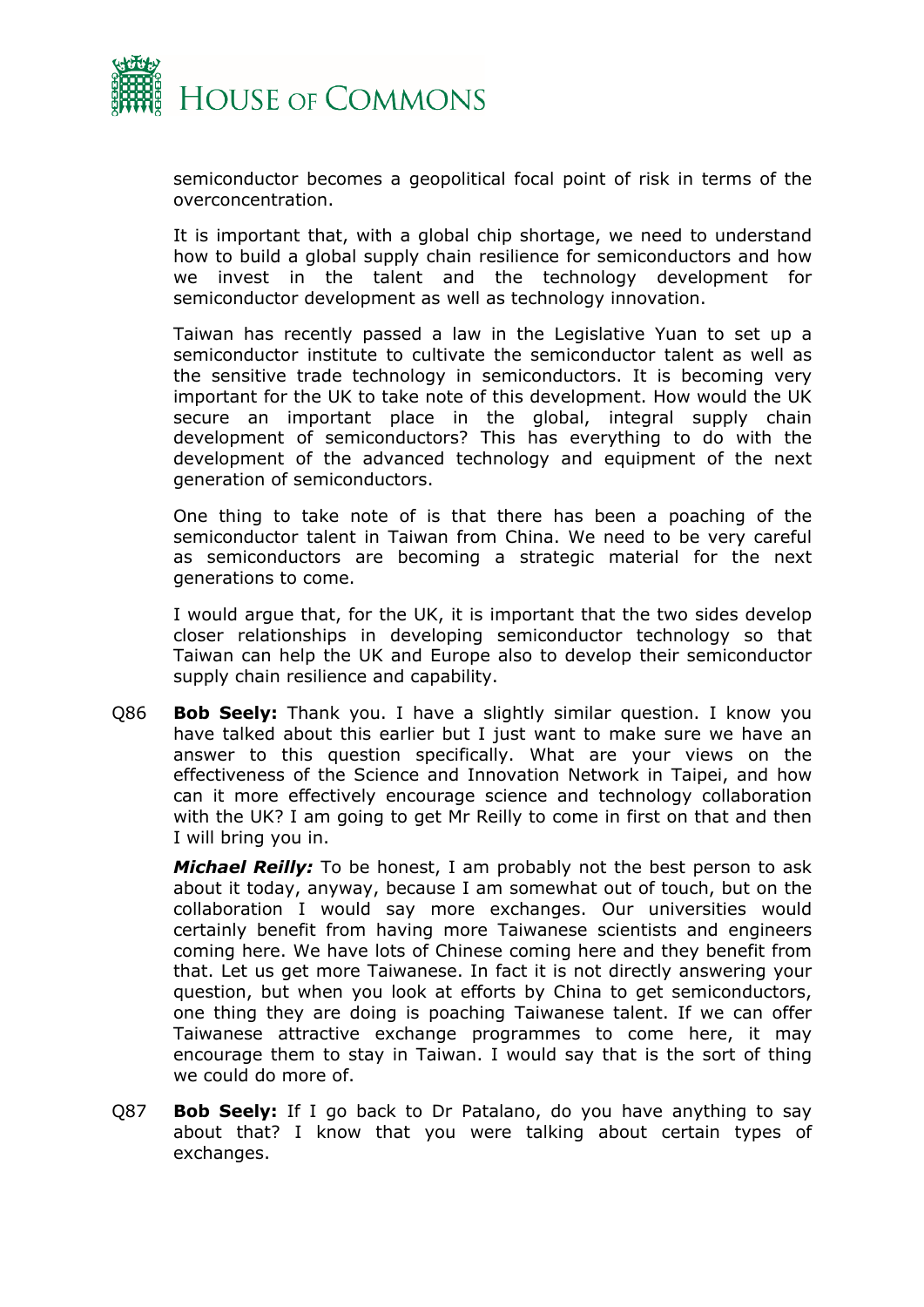semiconductor becomes a geopolitical focal point of risk in terms of the overconcentration.

It is important that, with a global chip shortage, we need to understand how to build a global supply chain resilience for semiconductors and how we invest in the talent and the technology development for semiconductor development as well as technology innovation.

Taiwan has recently passed a law in the Legislative Yuan to set up a semiconductor institute to cultivate the semiconductor talent as well as the sensitive trade technology in semiconductors. It is becoming very important for the UK to take note of this development. How would the UK secure an important place in the global, integral supply chain development of semiconductors? This has everything to do with the development of the advanced technology and equipment of the next generation of semiconductors.

One thing to take note of is that there has been a poaching of the semiconductor talent in Taiwan from China. We need to be very careful as semiconductors are becoming a strategic material for the next generations to come.

I would argue that, for the UK, it is important that the two sides develop closer relationships in developing semiconductor technology so that Taiwan can help the UK and Europe also to develop their semiconductor supply chain resilience and capability.

Q86 **Bob Seely:** Thank you. I have a slightly similar question. I know you have talked about this earlier but I just want to make sure we have an answer to this question specifically. What are your views on the effectiveness of the Science and Innovation Network in Taipei, and how can it more effectively encourage science and technology collaboration with the UK? I am going to get Mr Reilly to come in first on that and then I will bring you in.

***Michael Reilly:*** To be honest, I am probably not the best person to ask about it today, anyway, because I am somewhat out of touch, but on the collaboration I would say more exchanges. Our universities would certainly benefit from having more Taiwanese scientists and engineers coming here. We have lots of Chinese coming here and they benefit from that. Let us get more Taiwanese. In fact it is not directly answering your question, but when you look at efforts by China to get semiconductors, one thing they are doing is poaching Taiwanese talent. If we can offer Taiwanese attractive exchange programmes to come here, it may encourage them to stay in Taiwan. I would say that is the sort of thing we could do more of.

Q87 **Bob Seely:** If I go back to Dr Patalano, do you have anything to say about that? I know that you were talking about certain types of exchanges.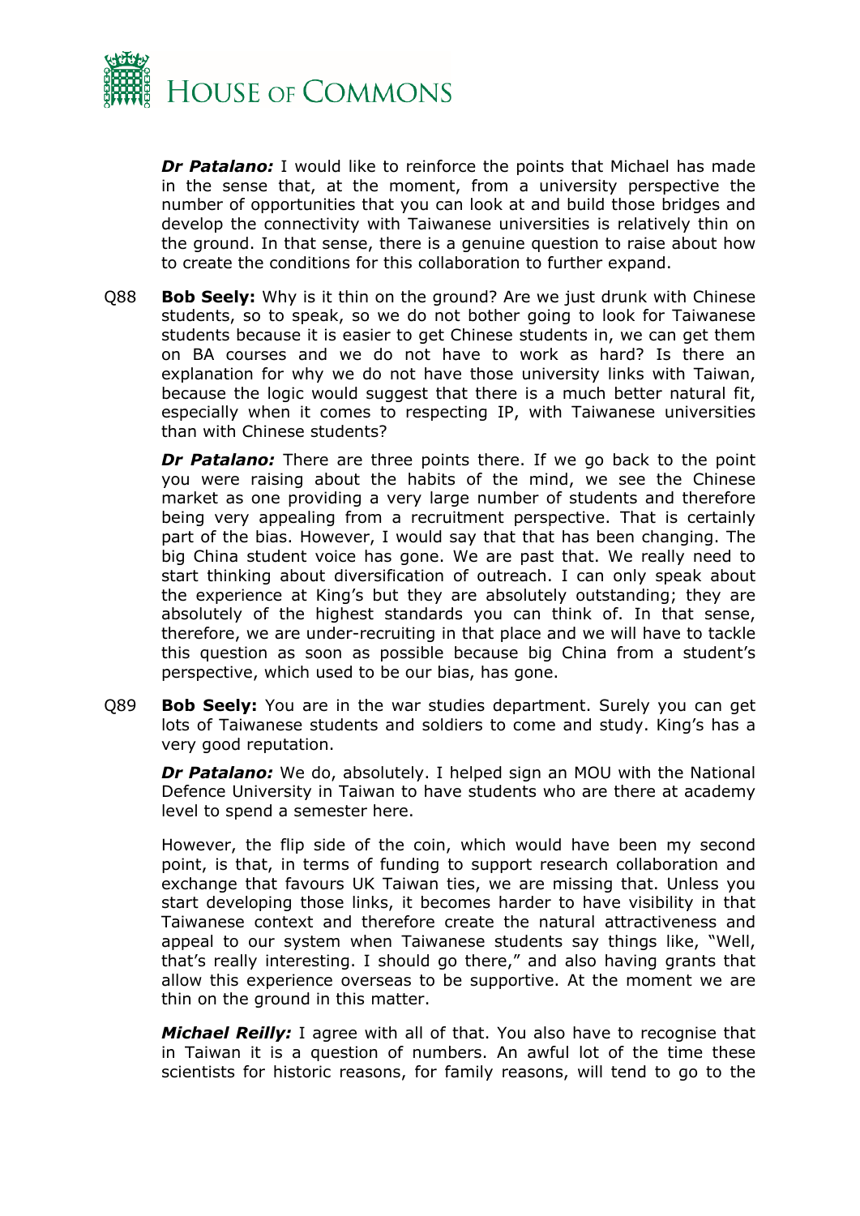***Dr Patalano:*** I would like to reinforce the points that Michael has made in the sense that, at the moment, from a university perspective the number of opportunities that you can look at and build those bridges and develop the connectivity with Taiwanese universities is relatively thin on the ground. In that sense, there is a genuine question to raise about how to create the conditions for this collaboration to further expand.

Q88 **Bob Seely:** Why is it thin on the ground? Are we just drunk with Chinese students, so to speak, so we do not bother going to look for Taiwanese students because it is easier to get Chinese students in, we can get them on BA courses and we do not have to work as hard? Is there an explanation for why we do not have those university links with Taiwan, because the logic would suggest that there is a much better natural fit, especially when it comes to respecting IP, with Taiwanese universities than with Chinese students?

***Dr Patalano:*** There are three points there. If we go back to the point you were raising about the habits of the mind, we see the Chinese market as one providing a very large number of students and therefore being very appealing from a recruitment perspective. That is certainly part of the bias. However, I would say that that has been changing. The big China student voice has gone. We are past that. We really need to start thinking about diversification of outreach. I can only speak about the experience at King's but they are absolutely outstanding; they are absolutely of the highest standards you can think of. In that sense, therefore, we are under-recruiting in that place and we will have to tackle this question as soon as possible because big China from a student's perspective, which used to be our bias, has gone.

Q89 **Bob Seely:** You are in the war studies department. Surely you can get lots of Taiwanese students and soldiers to come and study. King's has a very good reputation.

***Dr Patalano:*** We do, absolutely. I helped sign an MOU with the National Defence University in Taiwan to have students who are there at academy level to spend a semester here.

However, the flip side of the coin, which would have been my second point, is that, in terms of funding to support research collaboration and exchange that favours UK Taiwan ties, we are missing that. Unless you start developing those links, it becomes harder to have visibility in that Taiwanese context and therefore create the natural attractiveness and appeal to our system when Taiwanese students say things like, "Well, that's really interesting. I should go there," and also having grants that allow this experience overseas to be supportive. At the moment we are thin on the ground in this matter.

***Michael Reilly:*** I agree with all of that. You also have to recognise that in Taiwan it is a question of numbers. An awful lot of the time these scientists for historic reasons, for family reasons, will tend to go to the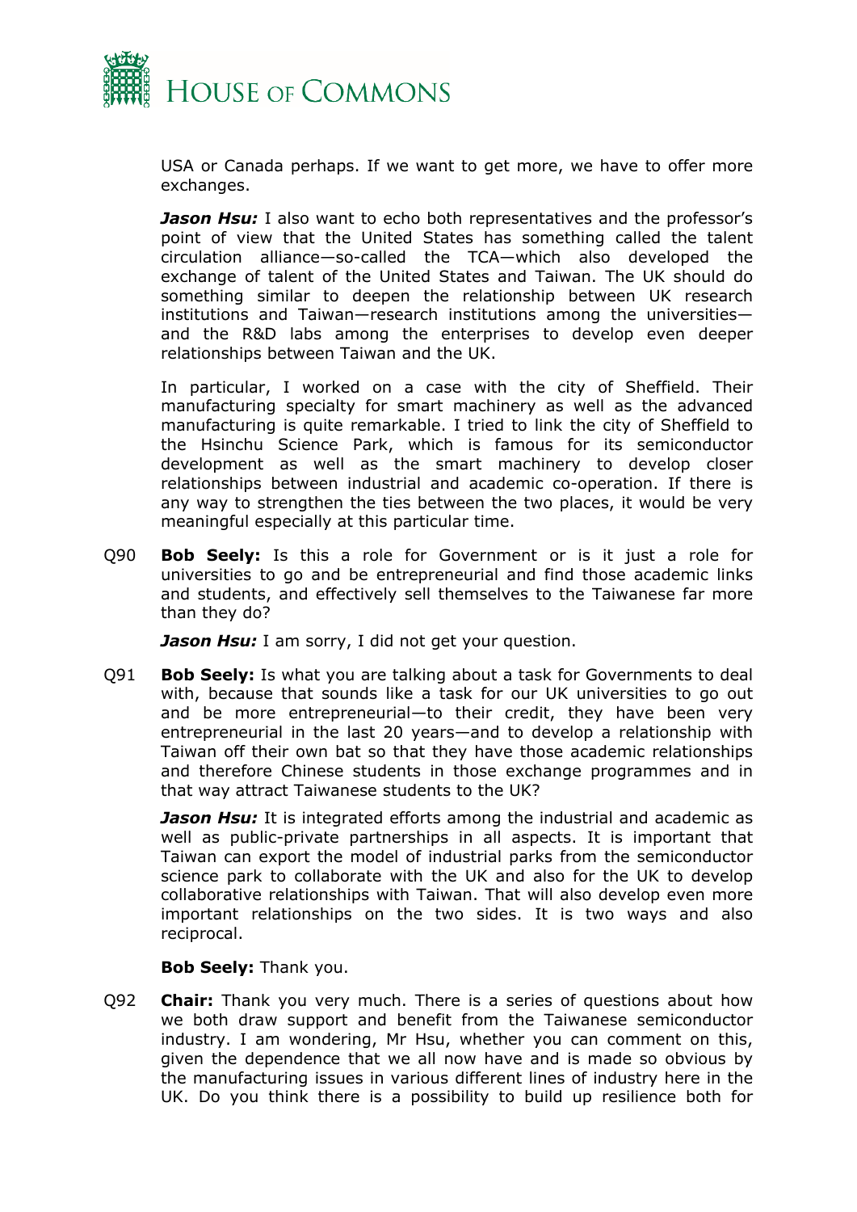USA or Canada perhaps. If we want to get more, we have to offer more exchanges.

***Jason Hsu:*** I also want to echo both representatives and the professor's point of view that the United States has something called the talent circulation alliance—so-called the TCA—which also developed the exchange of talent of the United States and Taiwan. The UK should do something similar to deepen the relationship between UK research institutions and Taiwan—research institutions among the universities—and the R&D labs among the enterprises to develop even deeper relationships between Taiwan and the UK.

In particular, I worked on a case with the city of Sheffield. Their manufacturing specialty for smart machinery as well as the advanced manufacturing is quite remarkable. I tried to link the city of Sheffield to the Hsinchu Science Park, which is famous for its semiconductor development as well as the smart machinery to develop closer relationships between industrial and academic co-operation. If there is any way to strengthen the ties between the two places, it would be very meaningful especially at this particular time.

Q90 **Bob Seely:** Is this a role for Government or is it just a role for universities to go and be entrepreneurial and find those academic links and students, and effectively sell themselves to the Taiwanese far more than they do?

***Jason Hsu:*** I am sorry, I did not get your question.

Q91 **Bob Seely:** Is what you are talking about a task for Governments to deal with, because that sounds like a task for our UK universities to go out and be more entrepreneurial—to their credit, they have been very entrepreneurial in the last 20 years—and to develop a relationship with Taiwan off their own bat so that they have those academic relationships and therefore Chinese students in those exchange programmes and in that way attract Taiwanese students to the UK?

***Jason Hsu:*** It is integrated efforts among the industrial and academic as well as public-private partnerships in all aspects. It is important that Taiwan can export the model of industrial parks from the semiconductor science park to collaborate with the UK and also for the UK to develop collaborative relationships with Taiwan. That will also develop even more important relationships on the two sides. It is two ways and also reciprocal.

**Bob Seely:** Thank you.

Q92 **Chair:** Thank you very much. There is a series of questions about how we both draw support and benefit from the Taiwanese semiconductor industry. I am wondering, Mr Hsu, whether you can comment on this, given the dependence that we all now have and is made so obvious by the manufacturing issues in various different lines of industry here in the UK. Do you think there is a possibility to build up resilience both for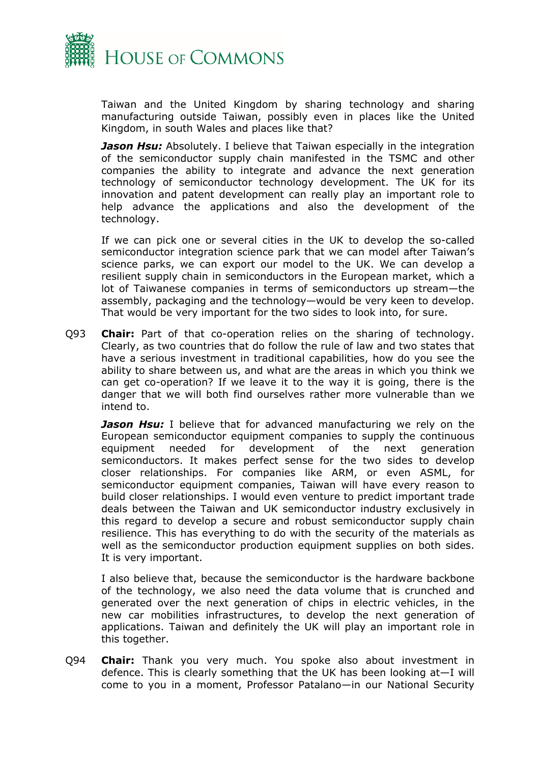Taiwan and the United Kingdom by sharing technology and sharing manufacturing outside Taiwan, possibly even in places like the United Kingdom, in south Wales and places like that?

***Jason Hsu:*** Absolutely. I believe that Taiwan especially in the integration of the semiconductor supply chain manifested in the TSMC and other companies the ability to integrate and advance the next generation technology of semiconductor technology development. The UK for its innovation and patent development can really play an important role to help advance the applications and also the development of the technology.

If we can pick one or several cities in the UK to develop the so-called semiconductor integration science park that we can model after Taiwan's science parks, we can export our model to the UK. We can develop a resilient supply chain in semiconductors in the European market, which a lot of Taiwanese companies in terms of semiconductors up stream—the assembly, packaging and the technology—would be very keen to develop. That would be very important for the two sides to look into, for sure.

Q93 **Chair:** Part of that co-operation relies on the sharing of technology. Clearly, as two countries that do follow the rule of law and two states that have a serious investment in traditional capabilities, how do you see the ability to share between us, and what are the areas in which you think we can get co-operation? If we leave it to the way it is going, there is the danger that we will both find ourselves rather more vulnerable than we intend to.

***Jason Hsu:*** I believe that for advanced manufacturing we rely on the European semiconductor equipment companies to supply the continuous equipment needed for development of the next generation semiconductors. It makes perfect sense for the two sides to develop closer relationships. For companies like ARM, or even ASML, for semiconductor equipment companies, Taiwan will have every reason to build closer relationships. I would even venture to predict important trade deals between the Taiwan and UK semiconductor industry exclusively in this regard to develop a secure and robust semiconductor supply chain resilience. This has everything to do with the security of the materials as well as the semiconductor production equipment supplies on both sides. It is very important.

I also believe that, because the semiconductor is the hardware backbone of the technology, we also need the data volume that is crunched and generated over the next generation of chips in electric vehicles, in the new car mobilities infrastructures, to develop the next generation of applications. Taiwan and definitely the UK will play an important role in this together.

Q94 **Chair:** Thank you very much. You spoke also about investment in defence. This is clearly something that the UK has been looking at—I will come to you in a moment, Professor Patalano—in our National Security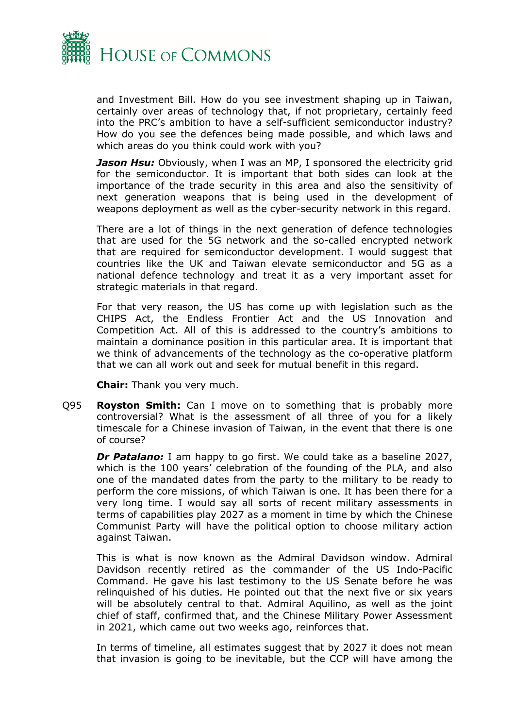and Investment Bill. How do you see investment shaping up in Taiwan, certainly over areas of technology that, if not proprietary, certainly feed into the PRC's ambition to have a self-sufficient semiconductor industry? How do you see the defences being made possible, and which laws and which areas do you think could work with you?

***Jason Hsu:*** Obviously, when I was an MP, I sponsored the electricity grid for the semiconductor. It is important that both sides can look at the importance of the trade security in this area and also the sensitivity of next generation weapons that is being used in the development of weapons deployment as well as the cyber-security network in this regard.

There are a lot of things in the next generation of defence technologies that are used for the 5G network and the so-called encrypted network that are required for semiconductor development. I would suggest that countries like the UK and Taiwan elevate semiconductor and 5G as a national defence technology and treat it as a very important asset for strategic materials in that regard.

For that very reason, the US has come up with legislation such as the CHIPS Act, the Endless Frontier Act and the US Innovation and Competition Act. All of this is addressed to the country's ambitions to maintain a dominance position in this particular area. It is important that we think of advancements of the technology as the co-operative platform that we can all work out and seek for mutual benefit in this regard.

**Chair:** Thank you very much.

Q95 **Royston Smith:** Can I move on to something that is probably more controversial? What is the assessment of all three of you for a likely timescale for a Chinese invasion of Taiwan, in the event that there is one of course?

***Dr Patalano:*** I am happy to go first. We could take as a baseline 2027, which is the 100 years' celebration of the founding of the PLA, and also one of the mandated dates from the party to the military to be ready to perform the core missions, of which Taiwan is one. It has been there for a very long time. I would say all sorts of recent military assessments in terms of capabilities play 2027 as a moment in time by which the Chinese Communist Party will have the political option to choose military action against Taiwan.

This is what is now known as the Admiral Davidson window. Admiral Davidson recently retired as the commander of the US Indo-Pacific Command. He gave his last testimony to the US Senate before he was relinquished of his duties. He pointed out that the next five or six years will be absolutely central to that. Admiral Aquilino, as well as the joint chief of staff, confirmed that, and the Chinese Military Power Assessment in 2021, which came out two weeks ago, reinforces that.

In terms of timeline, all estimates suggest that by 2027 it does not mean that invasion is going to be inevitable, but the CCP will have among the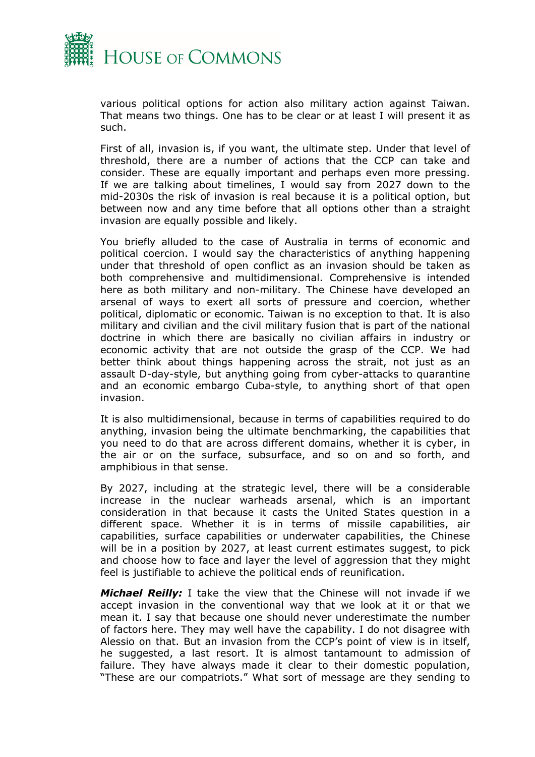various political options for action also military action against Taiwan. That means two things. One has to be clear or at least I will present it as such.

First of all, invasion is, if you want, the ultimate step. Under that level of threshold, there are a number of actions that the CCP can take and consider. These are equally important and perhaps even more pressing. If we are talking about timelines, I would say from 2027 down to the mid-2030s the risk of invasion is real because it is a political option, but between now and any time before that all options other than a straight invasion are equally possible and likely.

You briefly alluded to the case of Australia in terms of economic and political coercion. I would say the characteristics of anything happening under that threshold of open conflict as an invasion should be taken as both comprehensive and multidimensional. Comprehensive is intended here as both military and non-military. The Chinese have developed an arsenal of ways to exert all sorts of pressure and coercion, whether political, diplomatic or economic. Taiwan is no exception to that. It is also military and civilian and the civil military fusion that is part of the national doctrine in which there are basically no civilian affairs in industry or economic activity that are not outside the grasp of the CCP. We had better think about things happening across the strait, not just as an assault D-day-style, but anything going from cyber-attacks to quarantine and an economic embargo Cuba-style, to anything short of that open invasion.

It is also multidimensional, because in terms of capabilities required to do anything, invasion being the ultimate benchmarking, the capabilities that you need to do that are across different domains, whether it is cyber, in the air or on the surface, subsurface, and so on and so forth, and amphibious in that sense.

By 2027, including at the strategic level, there will be a considerable increase in the nuclear warheads arsenal, which is an important consideration in that because it casts the United States question in a different space. Whether it is in terms of missile capabilities, air capabilities, surface capabilities or underwater capabilities, the Chinese will be in a position by 2027, at least current estimates suggest, to pick and choose how to face and layer the level of aggression that they might feel is justifiable to achieve the political ends of reunification.

***Michael Reilly:*** I take the view that the Chinese will not invade if we accept invasion in the conventional way that we look at it or that we mean it. I say that because one should never underestimate the number of factors here. They may well have the capability. I do not disagree with Alessio on that. But an invasion from the CCP's point of view is in itself, he suggested, a last resort. It is almost tantamount to admission of failure. They have always made it clear to their domestic population, "These are our compatriots." What sort of message are they sending to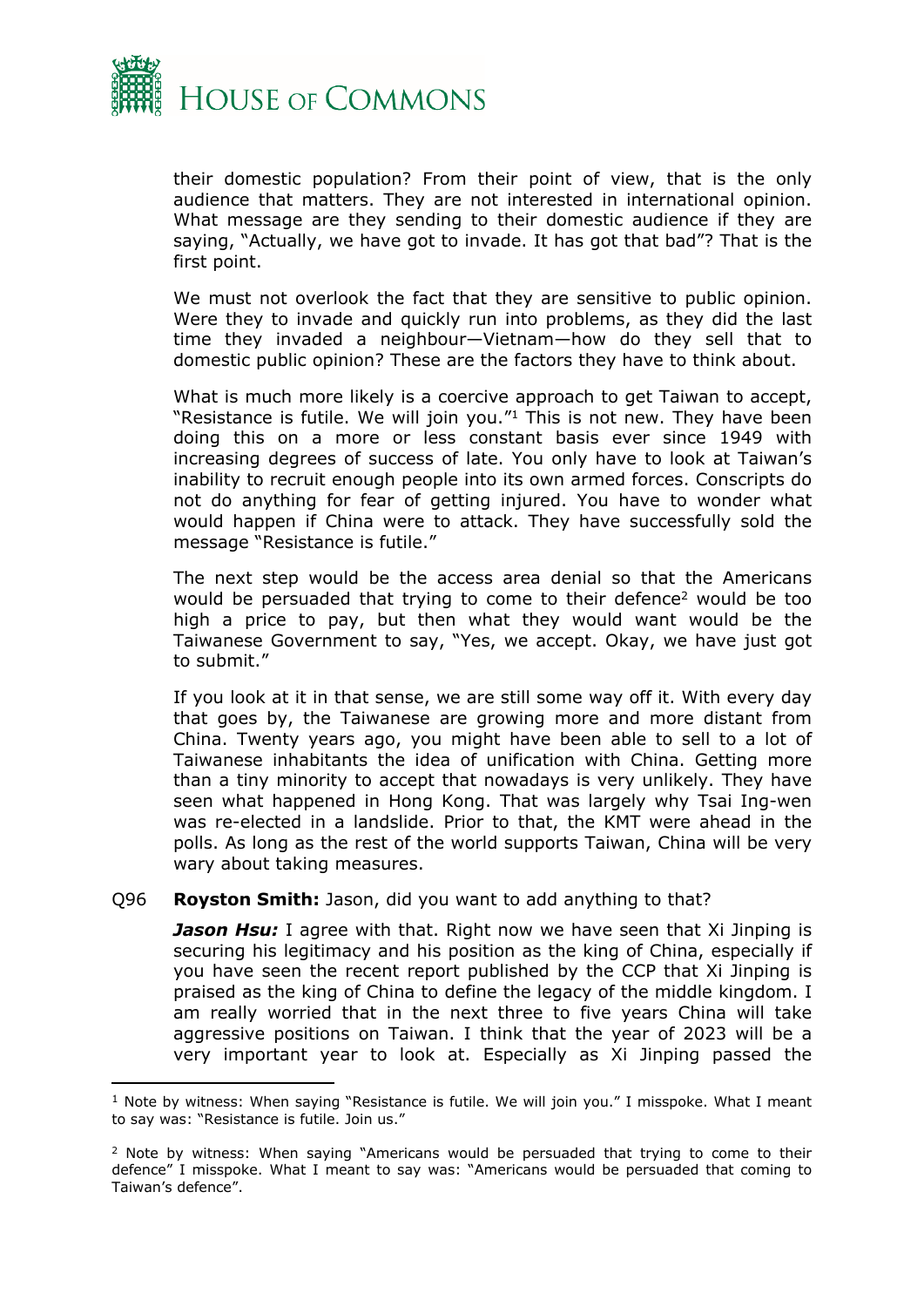their domestic population? From their point of view, that is the only audience that matters. They are not interested in international opinion. What message are they sending to their domestic audience if they are saying, "Actually, we have got to invade. It has got that bad"? That is the first point.

We must not overlook the fact that they are sensitive to public opinion. Were they to invade and quickly run into problems, as they did the last time they invaded a neighbour—Vietnam—how do they sell that to domestic public opinion? These are the factors they have to think about.

What is much more likely is a coercive approach to get Taiwan to accept, "Resistance is futile. We will join you."[1] This is not new. They have been doing this on a more or less constant basis ever since 1949 with increasing degrees of success of late. You only have to look at Taiwan's inability to recruit enough people into its own armed forces. Conscripts do not do anything for fear of getting injured. You have to wonder what would happen if China were to attack. They have successfully sold the message "Resistance is futile."

The next step would be the access area denial so that the Americans would be persuaded that trying to come to their defence[2] would be too high a price to pay, but then what they would want would be the Taiwanese Government to say, "Yes, we accept. Okay, we have just got to submit."

If you look at it in that sense, we are still some way off it. With every day that goes by, the Taiwanese are growing more and more distant from China. Twenty years ago, you might have been able to sell to a lot of Taiwanese inhabitants the idea of unification with China. Getting more than a tiny minority to accept that nowadays is very unlikely. They have seen what happened in Hong Kong. That was largely why Tsai Ing-wen was re-elected in a landslide. Prior to that, the KMT were ahead in the polls. As long as the rest of the world supports Taiwan, China will be very wary about taking measures.

Q96 **Royston Smith:** Jason, did you want to add anything to that?

***Jason Hsu:*** I agree with that. Right now we have seen that Xi Jinping is securing his legitimacy and his position as the king of China, especially if you have seen the recent report published by the CCP that Xi Jinping is praised as the king of China to define the legacy of the middle kingdom. I am really worried that in the next three to five years China will take aggressive positions on Taiwan. I think that the year of 2023 will be a very important year to look at. Especially as Xi Jinping passed the

---

[1] Note by witness: When saying "Resistance is futile. We will join you." I misspoke. What I meant to say was: "Resistance is futile. Join us."

[2] Note by witness: When saying "Americans would be persuaded that trying to come to their defence" I misspoke. What I meant to say was: "Americans would be persuaded that coming to Taiwan's defence".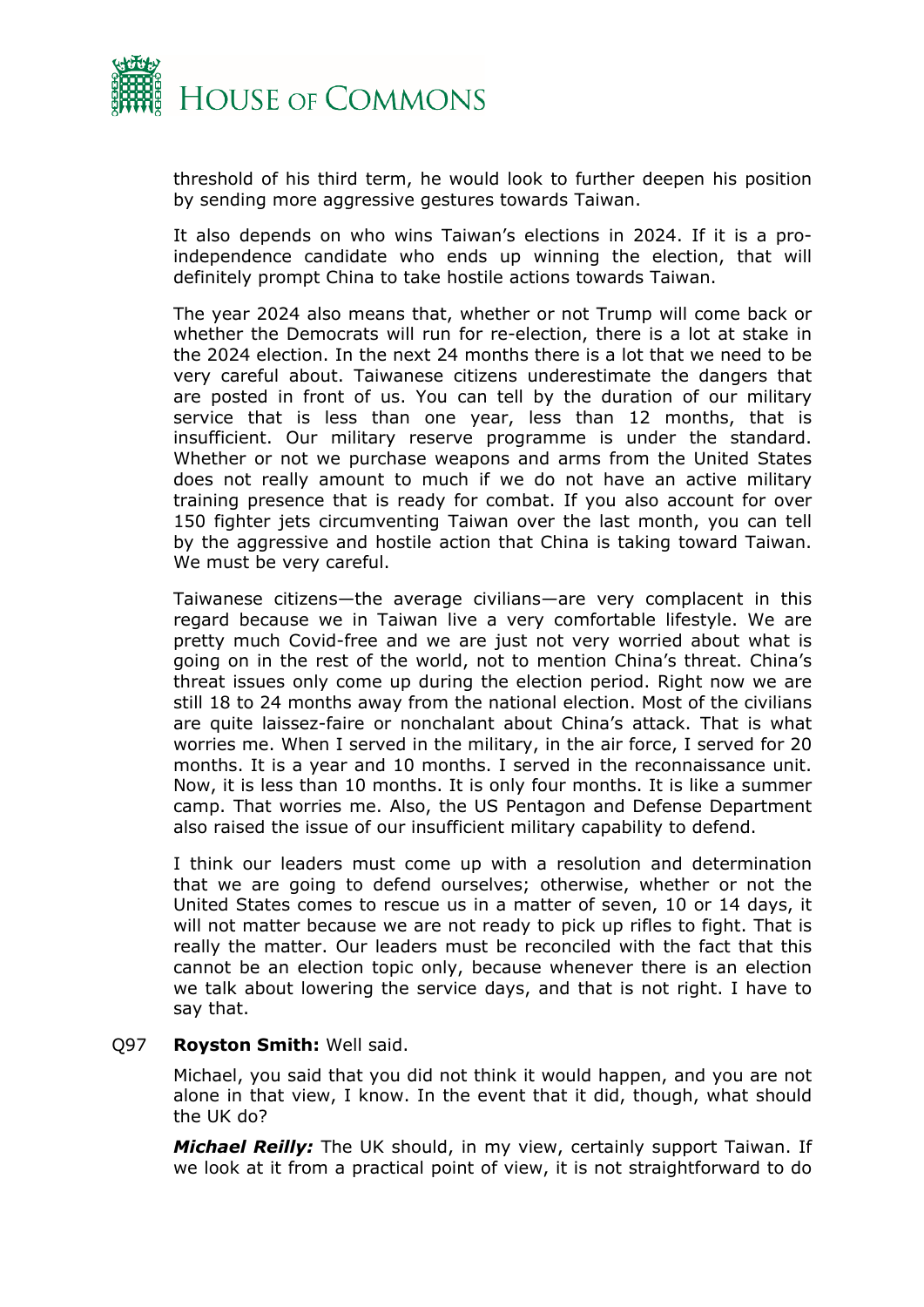threshold of his third term, he would look to further deepen his position by sending more aggressive gestures towards Taiwan.

It also depends on who wins Taiwan's elections in 2024. If it is a pro-independence candidate who ends up winning the election, that will definitely prompt China to take hostile actions towards Taiwan.

The year 2024 also means that, whether or not Trump will come back or whether the Democrats will run for re-election, there is a lot at stake in the 2024 election. In the next 24 months there is a lot that we need to be very careful about. Taiwanese citizens underestimate the dangers that are posted in front of us. You can tell by the duration of our military service that is less than one year, less than 12 months, that is insufficient. Our military reserve programme is under the standard. Whether or not we purchase weapons and arms from the United States does not really amount to much if we do not have an active military training presence that is ready for combat. If you also account for over 150 fighter jets circumventing Taiwan over the last month, you can tell by the aggressive and hostile action that China is taking toward Taiwan. We must be very careful.

Taiwanese citizens—the average civilians—are very complacent in this regard because we in Taiwan live a very comfortable lifestyle. We are pretty much Covid-free and we are just not very worried about what is going on in the rest of the world, not to mention China's threat. China's threat issues only come up during the election period. Right now we are still 18 to 24 months away from the national election. Most of the civilians are quite laissez-faire or nonchalant about China's attack. That is what worries me. When I served in the military, in the air force, I served for 20 months. It is a year and 10 months. I served in the reconnaissance unit. Now, it is less than 10 months. It is only four months. It is like a summer camp. That worries me. Also, the US Pentagon and Defense Department also raised the issue of our insufficient military capability to defend.

I think our leaders must come up with a resolution and determination that we are going to defend ourselves; otherwise, whether or not the United States comes to rescue us in a matter of seven, 10 or 14 days, it will not matter because we are not ready to pick up rifles to fight. That is really the matter. Our leaders must be reconciled with the fact that this cannot be an election topic only, because whenever there is an election we talk about lowering the service days, and that is not right. I have to say that.

Q97 **Royston Smith:** Well said.

Michael, you said that you did not think it would happen, and you are not alone in that view, I know. In the event that it did, though, what should the UK do?

***Michael Reilly:*** The UK should, in my view, certainly support Taiwan. If we look at it from a practical point of view, it is not straightforward to do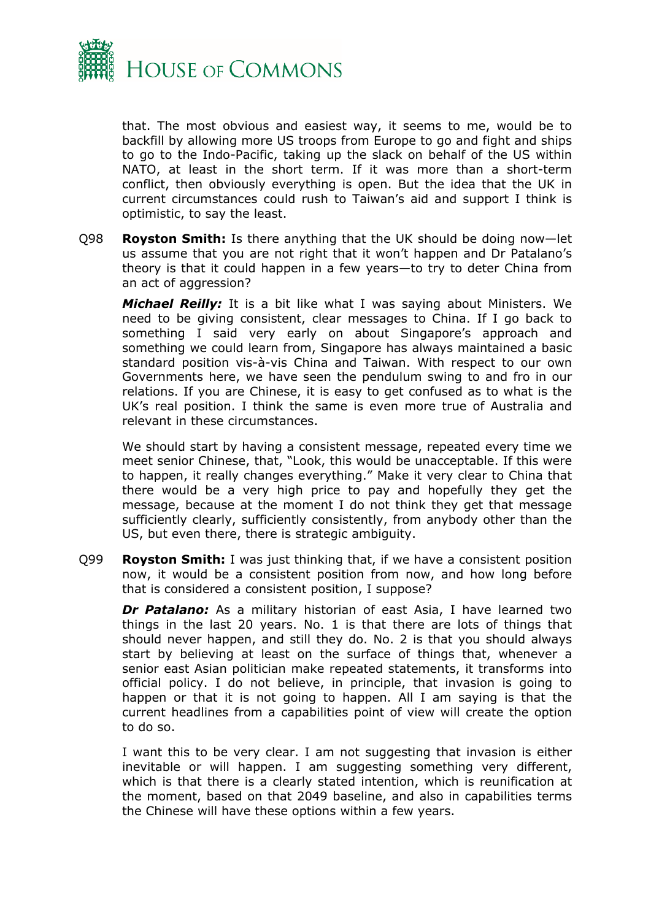that. The most obvious and easiest way, it seems to me, would be to backfill by allowing more US troops from Europe to go and fight and ships to go to the Indo-Pacific, taking up the slack on behalf of the US within NATO, at least in the short term. If it was more than a short-term conflict, then obviously everything is open. But the idea that the UK in current circumstances could rush to Taiwan's aid and support I think is optimistic, to say the least.

Q98 **Royston Smith:** Is there anything that the UK should be doing now—let us assume that you are not right that it won't happen and Dr Patalano's theory is that it could happen in a few years—to try to deter China from an act of aggression?

***Michael Reilly:*** It is a bit like what I was saying about Ministers. We need to be giving consistent, clear messages to China. If I go back to something I said very early on about Singapore's approach and something we could learn from, Singapore has always maintained a basic standard position vis-à-vis China and Taiwan. With respect to our own Governments here, we have seen the pendulum swing to and fro in our relations. If you are Chinese, it is easy to get confused as to what is the UK's real position. I think the same is even more true of Australia and relevant in these circumstances.

We should start by having a consistent message, repeated every time we meet senior Chinese, that, "Look, this would be unacceptable. If this were to happen, it really changes everything." Make it very clear to China that there would be a very high price to pay and hopefully they get the message, because at the moment I do not think they get that message sufficiently clearly, sufficiently consistently, from anybody other than the US, but even there, there is strategic ambiguity.

Q99 **Royston Smith:** I was just thinking that, if we have a consistent position now, it would be a consistent position from now, and how long before that is considered a consistent position, I suppose?

***Dr Patalano:*** As a military historian of east Asia, I have learned two things in the last 20 years. No. 1 is that there are lots of things that should never happen, and still they do. No. 2 is that you should always start by believing at least on the surface of things that, whenever a senior east Asian politician make repeated statements, it transforms into official policy. I do not believe, in principle, that invasion is going to happen or that it is not going to happen. All I am saying is that the current headlines from a capabilities point of view will create the option to do so.

I want this to be very clear. I am not suggesting that invasion is either inevitable or will happen. I am suggesting something very different, which is that there is a clearly stated intention, which is reunification at the moment, based on that 2049 baseline, and also in capabilities terms the Chinese will have these options within a few years.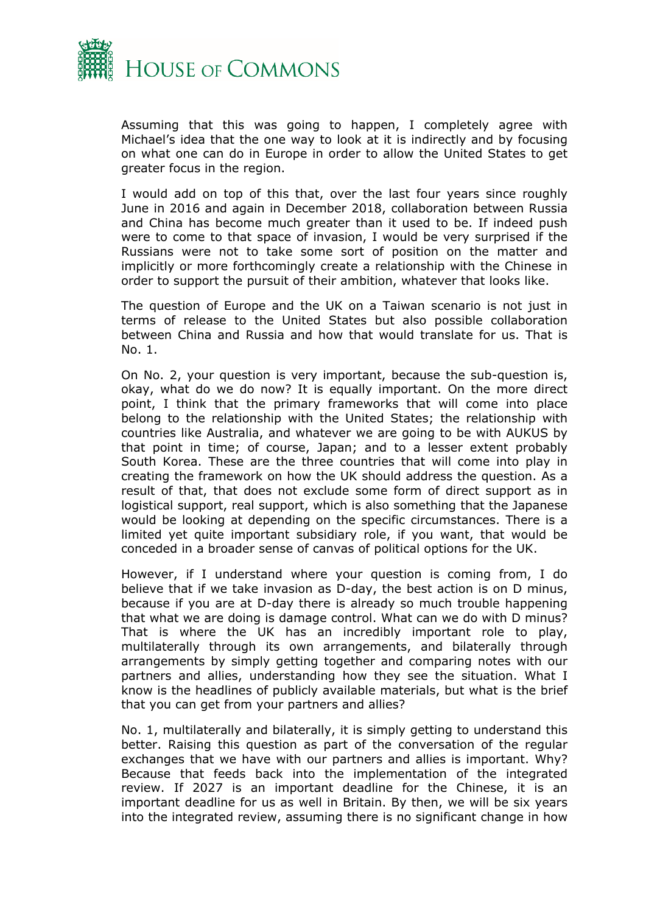Assuming that this was going to happen, I completely agree with Michael's idea that the one way to look at it is indirectly and by focusing on what one can do in Europe in order to allow the United States to get greater focus in the region.

I would add on top of this that, over the last four years since roughly June in 2016 and again in December 2018, collaboration between Russia and China has become much greater than it used to be. If indeed push were to come to that space of invasion, I would be very surprised if the Russians were not to take some sort of position on the matter and implicitly or more forthcomingly create a relationship with the Chinese in order to support the pursuit of their ambition, whatever that looks like.

The question of Europe and the UK on a Taiwan scenario is not just in terms of release to the United States but also possible collaboration between China and Russia and how that would translate for us. That is No. 1.

On No. 2, your question is very important, because the sub-question is, okay, what do we do now? It is equally important. On the more direct point, I think that the primary frameworks that will come into place belong to the relationship with the United States; the relationship with countries like Australia, and whatever we are going to be with AUKUS by that point in time; of course, Japan; and to a lesser extent probably South Korea. These are the three countries that will come into play in creating the framework on how the UK should address the question. As a result of that, that does not exclude some form of direct support as in logistical support, real support, which is also something that the Japanese would be looking at depending on the specific circumstances. There is a limited yet quite important subsidiary role, if you want, that would be conceded in a broader sense of canvas of political options for the UK.

However, if I understand where your question is coming from, I do believe that if we take invasion as D-day, the best action is on D minus, because if you are at D-day there is already so much trouble happening that what we are doing is damage control. What can we do with D minus? That is where the UK has an incredibly important role to play, multilaterally through its own arrangements, and bilaterally through arrangements by simply getting together and comparing notes with our partners and allies, understanding how they see the situation. What I know is the headlines of publicly available materials, but what is the brief that you can get from your partners and allies?

No. 1, multilaterally and bilaterally, it is simply getting to understand this better. Raising this question as part of the conversation of the regular exchanges that we have with our partners and allies is important. Why? Because that feeds back into the implementation of the integrated review. If 2027 is an important deadline for the Chinese, it is an important deadline for us as well in Britain. By then, we will be six years into the integrated review, assuming there is no significant change in how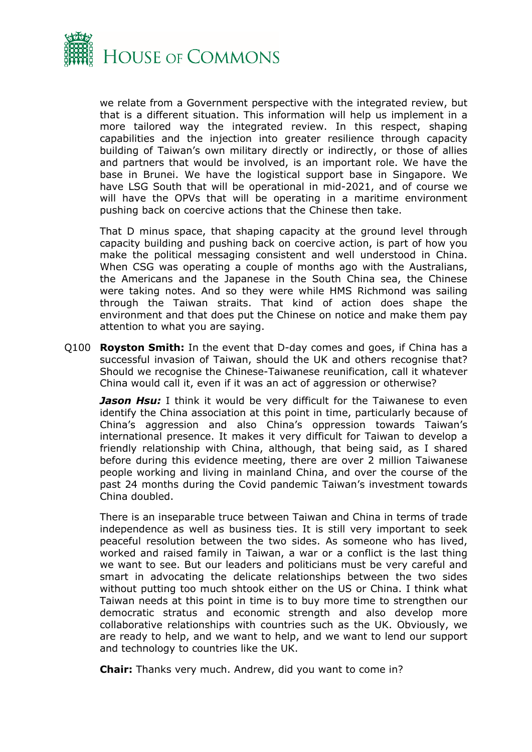we relate from a Government perspective with the integrated review, but that is a different situation. This information will help us implement in a more tailored way the integrated review. In this respect, shaping capabilities and the injection into greater resilience through capacity building of Taiwan's own military directly or indirectly, or those of allies and partners that would be involved, is an important role. We have the base in Brunei. We have the logistical support base in Singapore. We have LSG South that will be operational in mid-2021, and of course we will have the OPVs that will be operating in a maritime environment pushing back on coercive actions that the Chinese then take.

That D minus space, that shaping capacity at the ground level through capacity building and pushing back on coercive action, is part of how you make the political messaging consistent and well understood in China. When CSG was operating a couple of months ago with the Australians, the Americans and the Japanese in the South China sea, the Chinese were taking notes. And so they were while HMS Richmond was sailing through the Taiwan straits. That kind of action does shape the environment and that does put the Chinese on notice and make them pay attention to what you are saying.

Q100 **Royston Smith:** In the event that D-day comes and goes, if China has a successful invasion of Taiwan, should the UK and others recognise that? Should we recognise the Chinese-Taiwanese reunification, call it whatever China would call it, even if it was an act of aggression or otherwise?

***Jason Hsu:*** I think it would be very difficult for the Taiwanese to even identify the China association at this point in time, particularly because of China's aggression and also China's oppression towards Taiwan's international presence. It makes it very difficult for Taiwan to develop a friendly relationship with China, although, that being said, as I shared before during this evidence meeting, there are over 2 million Taiwanese people working and living in mainland China, and over the course of the past 24 months during the Covid pandemic Taiwan's investment towards China doubled.

There is an inseparable truce between Taiwan and China in terms of trade independence as well as business ties. It is still very important to seek peaceful resolution between the two sides. As someone who has lived, worked and raised family in Taiwan, a war or a conflict is the last thing we want to see. But our leaders and politicians must be very careful and smart in advocating the delicate relationships between the two sides without putting too much shtook either on the US or China. I think what Taiwan needs at this point in time is to buy more time to strengthen our democratic stratus and economic strength and also develop more collaborative relationships with countries such as the UK. Obviously, we are ready to help, and we want to help, and we want to lend our support and technology to countries like the UK.

**Chair:** Thanks very much. Andrew, did you want to come in?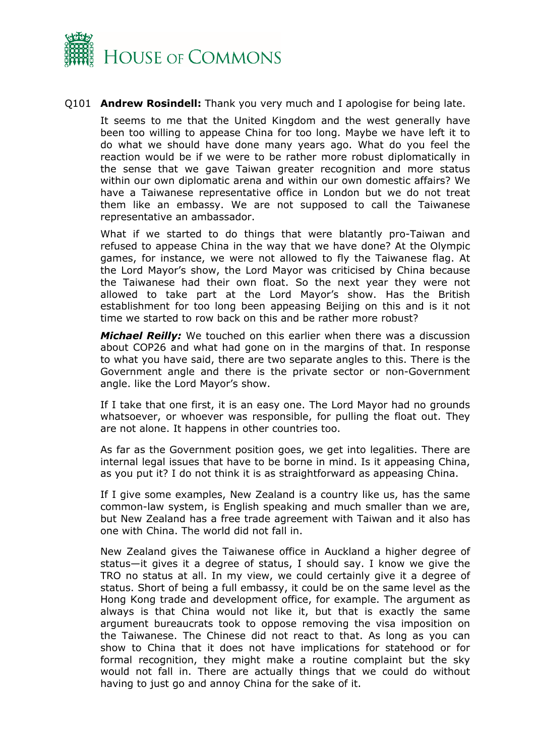Q101 **Andrew Rosindell:** Thank you very much and I apologise for being late.

It seems to me that the United Kingdom and the west generally have been too willing to appease China for too long. Maybe we have left it to do what we should have done many years ago. What do you feel the reaction would be if we were to be rather more robust diplomatically in the sense that we gave Taiwan greater recognition and more status within our own diplomatic arena and within our own domestic affairs? We have a Taiwanese representative office in London but we do not treat them like an embassy. We are not supposed to call the Taiwanese representative an ambassador.

What if we started to do things that were blatantly pro-Taiwan and refused to appease China in the way that we have done? At the Olympic games, for instance, we were not allowed to fly the Taiwanese flag. At the Lord Mayor's show, the Lord Mayor was criticised by China because the Taiwanese had their own float. So the next year they were not allowed to take part at the Lord Mayor's show. Has the British establishment for too long been appeasing Beijing on this and is it not time we started to row back on this and be rather more robust?

***Michael Reilly:*** We touched on this earlier when there was a discussion about COP26 and what had gone on in the margins of that. In response to what you have said, there are two separate angles to this. There is the Government angle and there is the private sector or non-Government angle. like the Lord Mayor's show.

If I take that one first, it is an easy one. The Lord Mayor had no grounds whatsoever, or whoever was responsible, for pulling the float out. They are not alone. It happens in other countries too.

As far as the Government position goes, we get into legalities. There are internal legal issues that have to be borne in mind. Is it appeasing China, as you put it? I do not think it is as straightforward as appeasing China.

If I give some examples, New Zealand is a country like us, has the same common-law system, is English speaking and much smaller than we are, but New Zealand has a free trade agreement with Taiwan and it also has one with China. The world did not fall in.

New Zealand gives the Taiwanese office in Auckland a higher degree of status—it gives it a degree of status, I should say. I know we give the TRO no status at all. In my view, we could certainly give it a degree of status. Short of being a full embassy, it could be on the same level as the Hong Kong trade and development office, for example. The argument as always is that China would not like it, but that is exactly the same argument bureaucrats took to oppose removing the visa imposition on the Taiwanese. The Chinese did not react to that. As long as you can show to China that it does not have implications for statehood or for formal recognition, they might make a routine complaint but the sky would not fall in. There are actually things that we could do without having to just go and annoy China for the sake of it.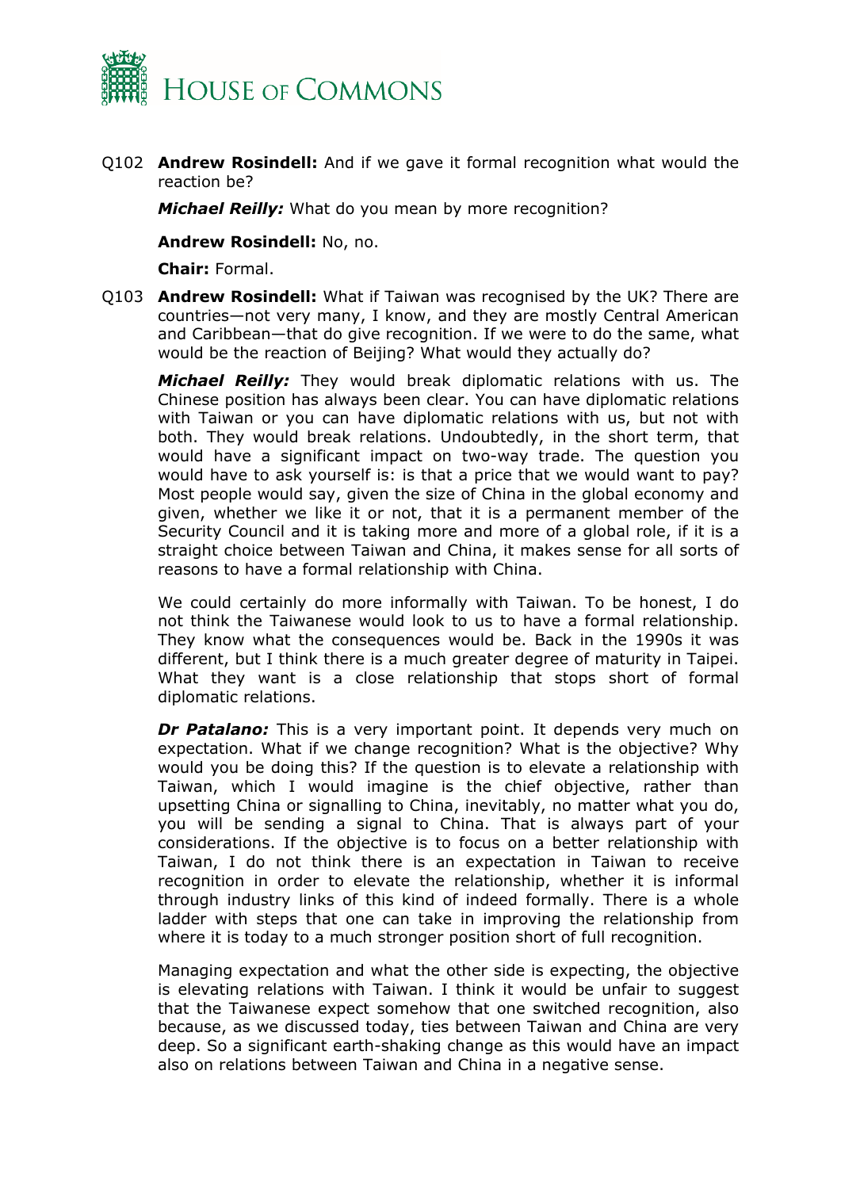Q102 **Andrew Rosindell:** And if we gave it formal recognition what would the reaction be?

***Michael Reilly:*** What do you mean by more recognition?

**Andrew Rosindell:** No, no.

**Chair:** Formal.

Q103 **Andrew Rosindell:** What if Taiwan was recognised by the UK? There are countries—not very many, I know, and they are mostly Central American and Caribbean—that do give recognition. If we were to do the same, what would be the reaction of Beijing? What would they actually do?

***Michael Reilly:*** They would break diplomatic relations with us. The Chinese position has always been clear. You can have diplomatic relations with Taiwan or you can have diplomatic relations with us, but not with both. They would break relations. Undoubtedly, in the short term, that would have a significant impact on two-way trade. The question you would have to ask yourself is: is that a price that we would want to pay? Most people would say, given the size of China in the global economy and given, whether we like it or not, that it is a permanent member of the Security Council and it is taking more and more of a global role, if it is a straight choice between Taiwan and China, it makes sense for all sorts of reasons to have a formal relationship with China.

We could certainly do more informally with Taiwan. To be honest, I do not think the Taiwanese would look to us to have a formal relationship. They know what the consequences would be. Back in the 1990s it was different, but I think there is a much greater degree of maturity in Taipei. What they want is a close relationship that stops short of formal diplomatic relations.

***Dr Patalano:*** This is a very important point. It depends very much on expectation. What if we change recognition? What is the objective? Why would you be doing this? If the question is to elevate a relationship with Taiwan, which I would imagine is the chief objective, rather than upsetting China or signalling to China, inevitably, no matter what you do, you will be sending a signal to China. That is always part of your considerations. If the objective is to focus on a better relationship with Taiwan, I do not think there is an expectation in Taiwan to receive recognition in order to elevate the relationship, whether it is informal through industry links of this kind of indeed formally. There is a whole ladder with steps that one can take in improving the relationship from where it is today to a much stronger position short of full recognition.

Managing expectation and what the other side is expecting, the objective is elevating relations with Taiwan. I think it would be unfair to suggest that the Taiwanese expect somehow that one switched recognition, also because, as we discussed today, ties between Taiwan and China are very deep. So a significant earth-shaking change as this would have an impact also on relations between Taiwan and China in a negative sense.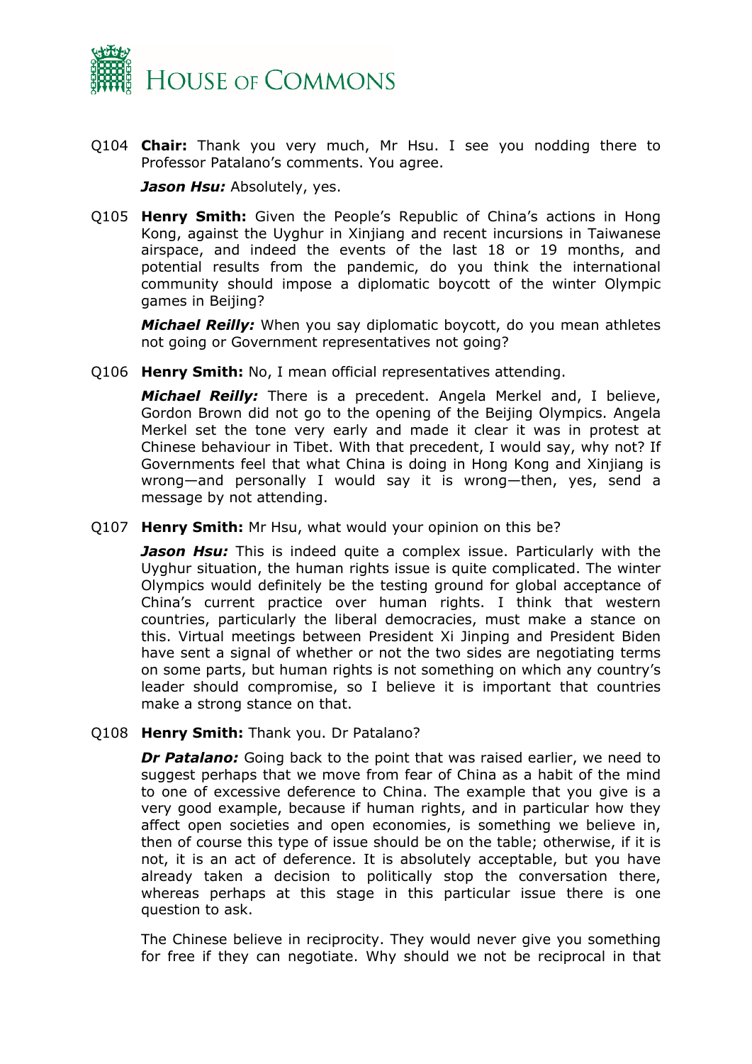Q104 **Chair:** Thank you very much, Mr Hsu. I see you nodding there to Professor Patalano's comments. You agree.

***Jason Hsu:*** Absolutely, yes.

Q105 **Henry Smith:** Given the People's Republic of China's actions in Hong Kong, against the Uyghur in Xinjiang and recent incursions in Taiwanese airspace, and indeed the events of the last 18 or 19 months, and potential results from the pandemic, do you think the international community should impose a diplomatic boycott of the winter Olympic games in Beijing?

***Michael Reilly:*** When you say diplomatic boycott, do you mean athletes not going or Government representatives not going?

Q106 **Henry Smith:** No, I mean official representatives attending.

***Michael Reilly:*** There is a precedent. Angela Merkel and, I believe, Gordon Brown did not go to the opening of the Beijing Olympics. Angela Merkel set the tone very early and made it clear it was in protest at Chinese behaviour in Tibet. With that precedent, I would say, why not? If Governments feel that what China is doing in Hong Kong and Xinjiang is wrong—and personally I would say it is wrong—then, yes, send a message by not attending.

Q107 **Henry Smith:** Mr Hsu, what would your opinion on this be?

***Jason Hsu:*** This is indeed quite a complex issue. Particularly with the Uyghur situation, the human rights issue is quite complicated. The winter Olympics would definitely be the testing ground for global acceptance of China's current practice over human rights. I think that western countries, particularly the liberal democracies, must make a stance on this. Virtual meetings between President Xi Jinping and President Biden have sent a signal of whether or not the two sides are negotiating terms on some parts, but human rights is not something on which any country's leader should compromise, so I believe it is important that countries make a strong stance on that.

Q108 **Henry Smith:** Thank you. Dr Patalano?

***Dr Patalano:*** Going back to the point that was raised earlier, we need to suggest perhaps that we move from fear of China as a habit of the mind to one of excessive deference to China. The example that you give is a very good example, because if human rights, and in particular how they affect open societies and open economies, is something we believe in, then of course this type of issue should be on the table; otherwise, if it is not, it is an act of deference. It is absolutely acceptable, but you have already taken a decision to politically stop the conversation there, whereas perhaps at this stage in this particular issue there is one question to ask.

The Chinese believe in reciprocity. They would never give you something for free if they can negotiate. Why should we not be reciprocal in that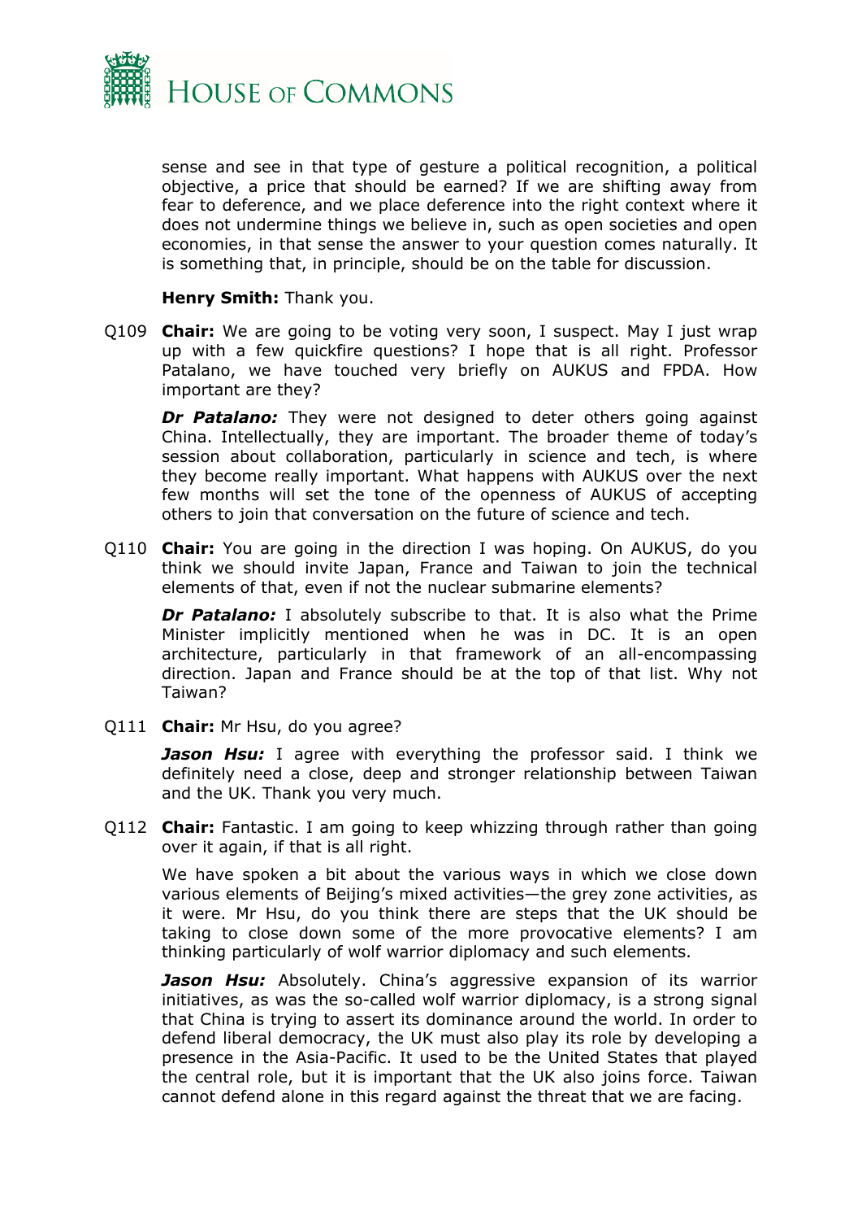sense and see in that type of gesture a political recognition, a political objective, a price that should be earned? If we are shifting away from fear to deference, and we place deference into the right context where it does not undermine things we believe in, such as open societies and open economies, in that sense the answer to your question comes naturally. It is something that, in principle, should be on the table for discussion.

**Henry Smith:** Thank you.

Q109 **Chair:** We are going to be voting very soon, I suspect. May I just wrap up with a few quickfire questions? I hope that is all right. Professor Patalano, we have touched very briefly on AUKUS and FPDA. How important are they?

***Dr Patalano:*** They were not designed to deter others going against China. Intellectually, they are important. The broader theme of today's session about collaboration, particularly in science and tech, is where they become really important. What happens with AUKUS over the next few months will set the tone of the openness of AUKUS of accepting others to join that conversation on the future of science and tech.

Q110 **Chair:** You are going in the direction I was hoping. On AUKUS, do you think we should invite Japan, France and Taiwan to join the technical elements of that, even if not the nuclear submarine elements?

***Dr Patalano:*** I absolutely subscribe to that. It is also what the Prime Minister implicitly mentioned when he was in DC. It is an open architecture, particularly in that framework of an all-encompassing direction. Japan and France should be at the top of that list. Why not Taiwan?

Q111 **Chair:** Mr Hsu, do you agree?

***Jason Hsu:*** I agree with everything the professor said. I think we definitely need a close, deep and stronger relationship between Taiwan and the UK. Thank you very much.

Q112 **Chair:** Fantastic. I am going to keep whizzing through rather than going over it again, if that is all right.

We have spoken a bit about the various ways in which we close down various elements of Beijing's mixed activities—the grey zone activities, as it were. Mr Hsu, do you think there are steps that the UK should be taking to close down some of the more provocative elements? I am thinking particularly of wolf warrior diplomacy and such elements.

***Jason Hsu:*** Absolutely. China's aggressive expansion of its warrior initiatives, as was the so-called wolf warrior diplomacy, is a strong signal that China is trying to assert its dominance around the world. In order to defend liberal democracy, the UK must also play its role by developing a presence in the Asia-Pacific. It used to be the United States that played the central role, but it is important that the UK also joins force. Taiwan cannot defend alone in this regard against the threat that we are facing.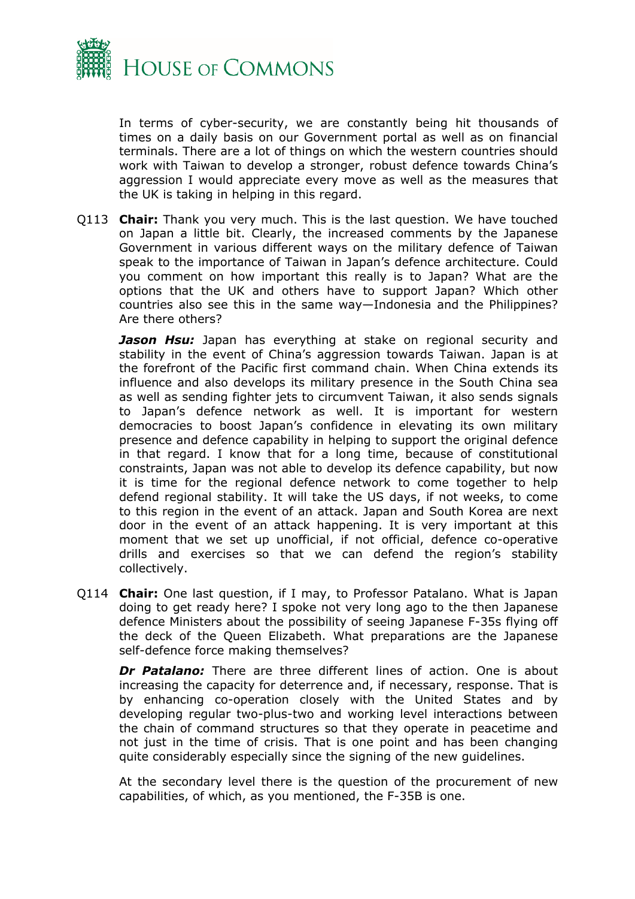In terms of cyber-security, we are constantly being hit thousands of times on a daily basis on our Government portal as well as on financial terminals. There are a lot of things on which the western countries should work with Taiwan to develop a stronger, robust defence towards China's aggression I would appreciate every move as well as the measures that the UK is taking in helping in this regard.

Q113 **Chair:** Thank you very much. This is the last question. We have touched on Japan a little bit. Clearly, the increased comments by the Japanese Government in various different ways on the military defence of Taiwan speak to the importance of Taiwan in Japan's defence architecture. Could you comment on how important this really is to Japan? What are the options that the UK and others have to support Japan? Which other countries also see this in the same way—Indonesia and the Philippines? Are there others?

***Jason Hsu:*** Japan has everything at stake on regional security and stability in the event of China's aggression towards Taiwan. Japan is at the forefront of the Pacific first command chain. When China extends its influence and also develops its military presence in the South China sea as well as sending fighter jets to circumvent Taiwan, it also sends signals to Japan's defence network as well. It is important for western democracies to boost Japan's confidence in elevating its own military presence and defence capability in helping to support the original defence in that regard. I know that for a long time, because of constitutional constraints, Japan was not able to develop its defence capability, but now it is time for the regional defence network to come together to help defend regional stability. It will take the US days, if not weeks, to come to this region in the event of an attack. Japan and South Korea are next door in the event of an attack happening. It is very important at this moment that we set up unofficial, if not official, defence co-operative drills and exercises so that we can defend the region's stability collectively.

Q114 **Chair:** One last question, if I may, to Professor Patalano. What is Japan doing to get ready here? I spoke not very long ago to the then Japanese defence Ministers about the possibility of seeing Japanese F-35s flying off the deck of the Queen Elizabeth. What preparations are the Japanese self-defence force making themselves?

***Dr Patalano:*** There are three different lines of action. One is about increasing the capacity for deterrence and, if necessary, response. That is by enhancing co-operation closely with the United States and by developing regular two-plus-two and working level interactions between the chain of command structures so that they operate in peacetime and not just in the time of crisis. That is one point and has been changing quite considerably especially since the signing of the new guidelines.

At the secondary level there is the question of the procurement of new capabilities, of which, as you mentioned, the F-35B is one.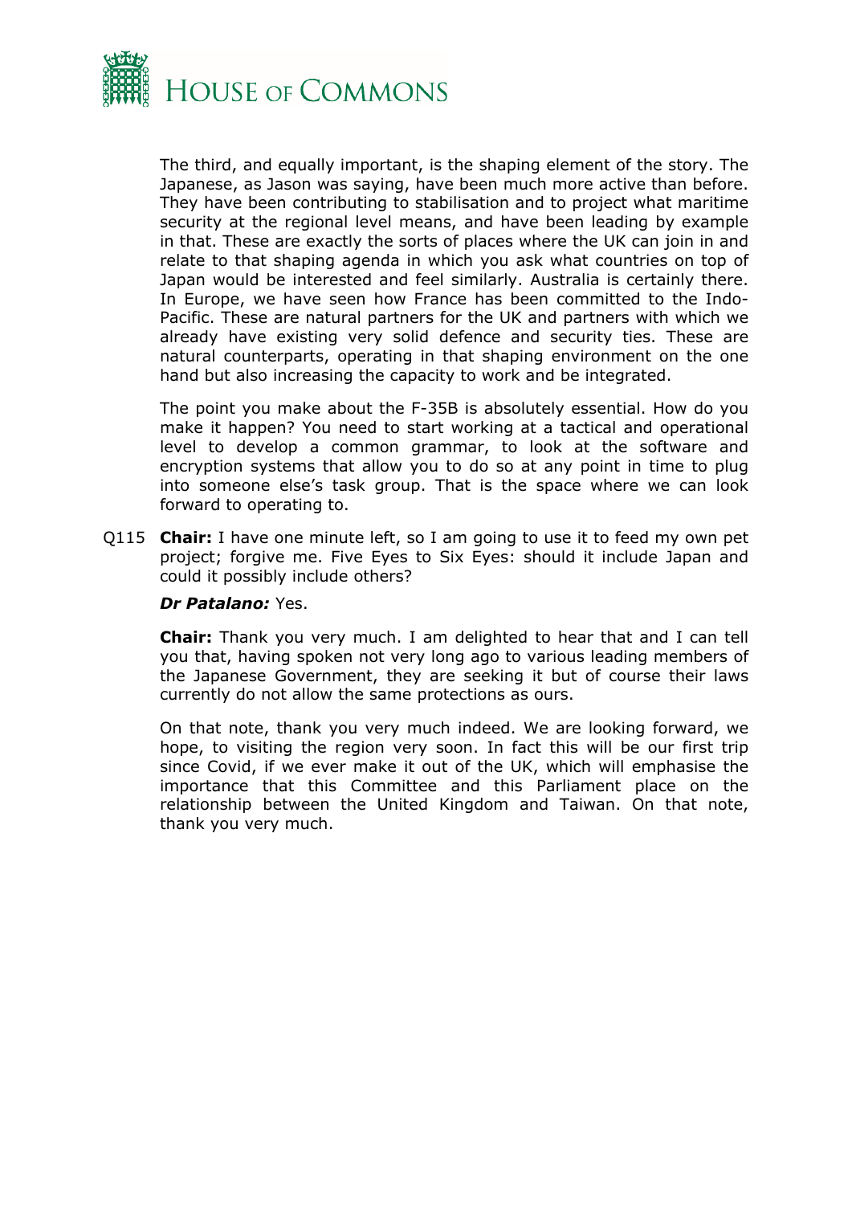The third, and equally important, is the shaping element of the story. The Japanese, as Jason was saying, have been much more active than before. They have been contributing to stabilisation and to project what maritime security at the regional level means, and have been leading by example in that. These are exactly the sorts of places where the UK can join in and relate to that shaping agenda in which you ask what countries on top of Japan would be interested and feel similarly. Australia is certainly there. In Europe, we have seen how France has been committed to the Indo-Pacific. These are natural partners for the UK and partners with which we already have existing very solid defence and security ties. These are natural counterparts, operating in that shaping environment on the one hand but also increasing the capacity to work and be integrated.

The point you make about the F-35B is absolutely essential. How do you make it happen? You need to start working at a tactical and operational level to develop a common grammar, to look at the software and encryption systems that allow you to do so at any point in time to plug into someone else's task group. That is the space where we can look forward to operating to.

Q115 **Chair:** I have one minute left, so I am going to use it to feed my own pet project; forgive me. Five Eyes to Six Eyes: should it include Japan and could it possibly include others?

***Dr Patalano:*** Yes.

**Chair:** Thank you very much. I am delighted to hear that and I can tell you that, having spoken not very long ago to various leading members of the Japanese Government, they are seeking it but of course their laws currently do not allow the same protections as ours.

On that note, thank you very much indeed. We are looking forward, we hope, to visiting the region very soon. In fact this will be our first trip since Covid, if we ever make it out of the UK, which will emphasise the importance that this Committee and this Parliament place on the relationship between the United Kingdom and Taiwan. On that note, thank you very much.